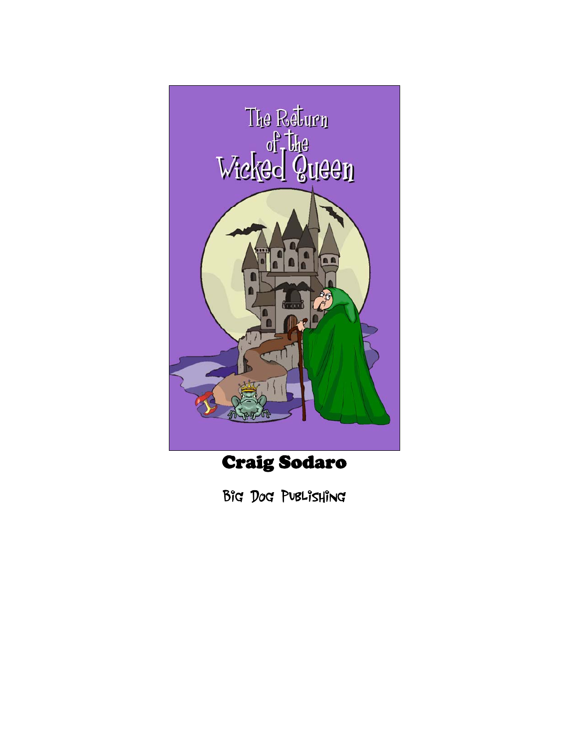# The Return of the Wicked Queen

**Craig Sodaro**

Big Dog Publishing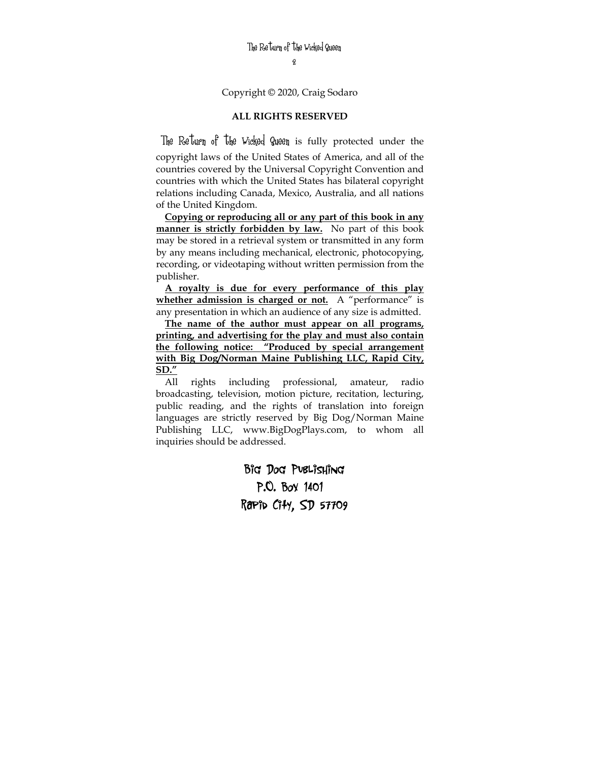Copyright © 2020, Craig Sodaro

**ALL RIGHTS RESERVED**

*The Return of the Wicked Queen* is fully protected under the copyright laws of the United States of America, and all of the countries covered by the Universal Copyright Convention and countries with which the United States has bilateral copyright relations including Canada, Mexico, Australia, and all nations of the United Kingdom.

**Copying or reproducing all or any part of this book in any manner is strictly forbidden by law.** No part of this book may be stored in a retrieval system or transmitted in any form by any means including mechanical, electronic, photocopying, recording, or videotaping without written permission from the publisher.

**A royalty is due for every performance of this play whether admission is charged or not.** A "performance" is any presentation in which an audience of any size is admitted.

**The name of the author must appear on all programs, printing, and advertising for the play and must also contain the following notice: "Produced by special arrangement with Big Dog/Norman Maine Publishing LLC, Rapid City, SD."**

All rights including professional, amateur, radio broadcasting, television, motion picture, recitation, lecturing, public reading, and the rights of translation into foreign languages are strictly reserved by Big Dog/Norman Maine Publishing LLC, www.BigDogPlays.com, to whom all inquiries should be addressed.

Big Dog Publishing
P.O. Box 1401
Rapid City, SD 57709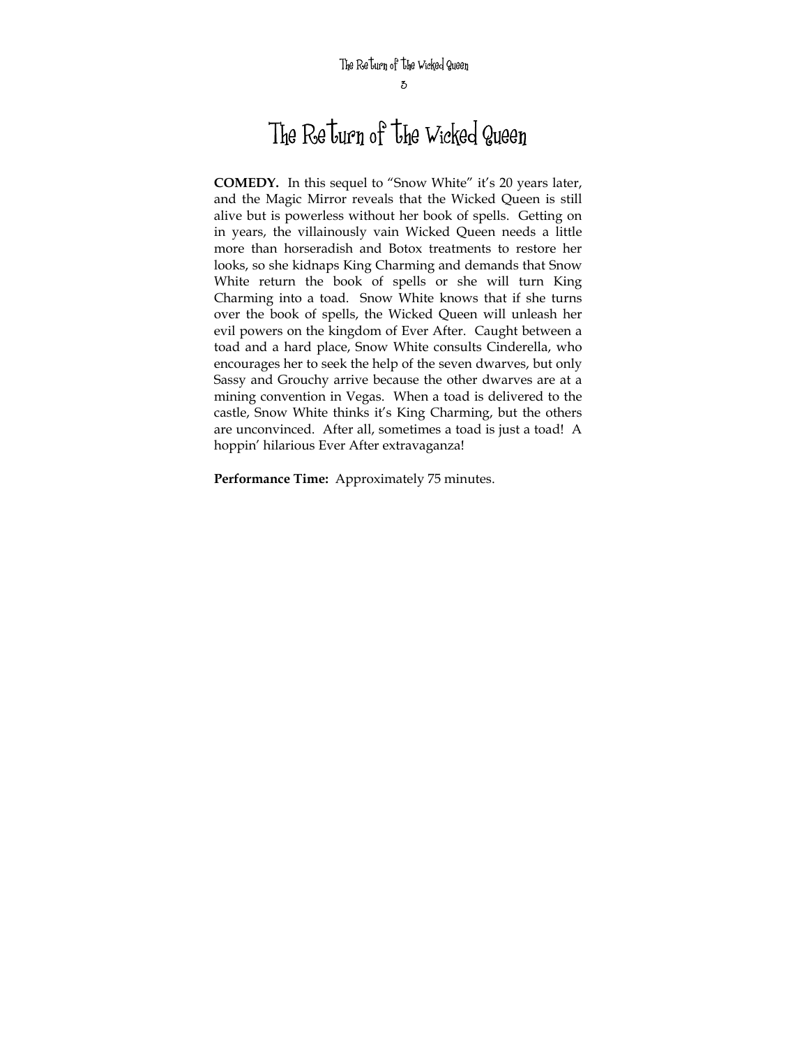# The Return of the Wicked Queen

**COMEDY.** In this sequel to "Snow White" it's 20 years later, and the Magic Mirror reveals that the Wicked Queen is still alive but is powerless without her book of spells. Getting on in years, the villainously vain Wicked Queen needs a little more than horseradish and Botox treatments to restore her looks, so she kidnaps King Charming and demands that Snow White return the book of spells or she will turn King Charming into a toad. Snow White knows that if she turns over the book of spells, the Wicked Queen will unleash her evil powers on the kingdom of Ever After. Caught between a toad and a hard place, Snow White consults Cinderella, who encourages her to seek the help of the seven dwarves, but only Sassy and Grouchy arrive because the other dwarves are at a mining convention in Vegas. When a toad is delivered to the castle, Snow White thinks it's King Charming, but the others are unconvinced. After all, sometimes a toad is just a toad! A hoppin' hilarious Ever After extravaganza!

**Performance Time:** Approximately 75 minutes.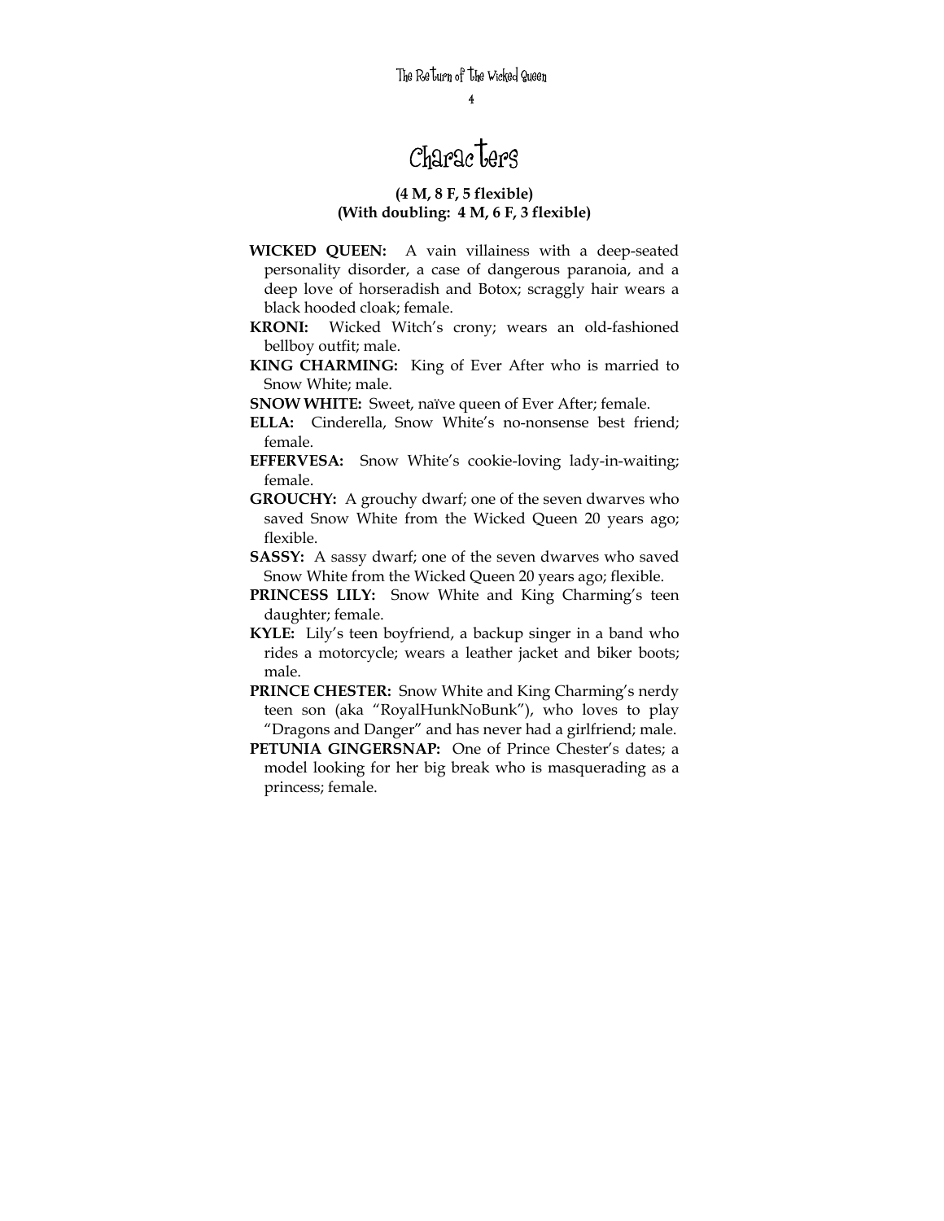# Characters

**(4 M, 8 F, 5 flexible)**
**(With doubling: 4 M, 6 F, 3 flexible)**

**WICKED QUEEN:** A vain villainess with a deep-seated personality disorder, a case of dangerous paranoia, and a deep love of horseradish and Botox; scraggly hair wears a black hooded cloak; female.

**KRONI:** Wicked Witch's crony; wears an old-fashioned bellboy outfit; male.

**KING CHARMING:** King of Ever After who is married to Snow White; male.

**SNOW WHITE:** Sweet, naïve queen of Ever After; female.

**ELLA:** Cinderella, Snow White's no-nonsense best friend; female.

**EFFERVESA:** Snow White's cookie-loving lady-in-waiting; female.

**GROUCHY:** A grouchy dwarf; one of the seven dwarves who saved Snow White from the Wicked Queen 20 years ago; flexible.

**SASSY:** A sassy dwarf; one of the seven dwarves who saved Snow White from the Wicked Queen 20 years ago; flexible.

**PRINCESS LILY:** Snow White and King Charming's teen daughter; female.

**KYLE:** Lily's teen boyfriend, a backup singer in a band who rides a motorcycle; wears a leather jacket and biker boots; male.

**PRINCE CHESTER:** Snow White and King Charming's nerdy teen son (aka "RoyalHunkNoBunk"), who loves to play "Dragons and Danger" and has never had a girlfriend; male.

**PETUNIA GINGERSNAP:** One of Prince Chester's dates; a model looking for her big break who is masquerading as a princess; female.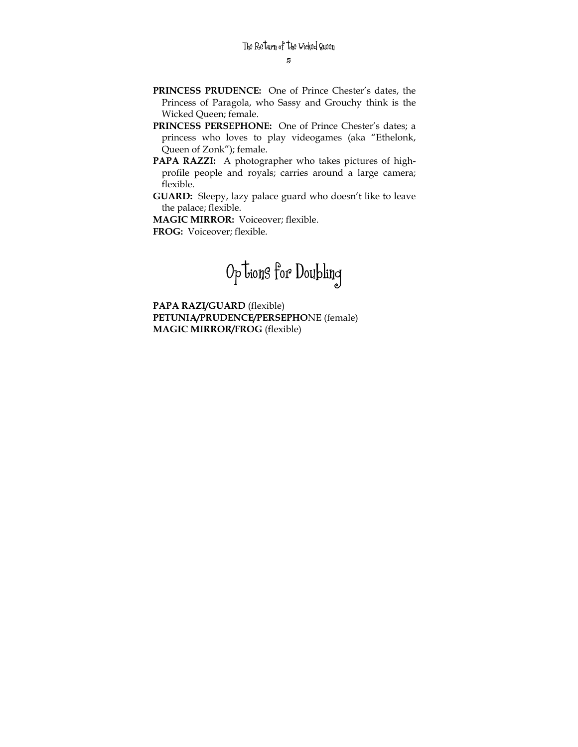**PRINCESS PRUDENCE:** One of Prince Chester's dates, the Princess of Paragola, who Sassy and Grouchy think is the Wicked Queen; female.

**PRINCESS PERSEPHONE:** One of Prince Chester's dates; a princess who loves to play videogames (aka "Ethelonk, Queen of Zonk"); female.

**PAPA RAZZI:** A photographer who takes pictures of high-profile people and royals; carries around a large camera; flexible.

**GUARD:** Sleepy, lazy palace guard who doesn't like to leave the palace; flexible.

**MAGIC MIRROR:** Voiceover; flexible.

**FROG:** Voiceover; flexible.

# Options for Doubling

**PAPA RAZI/GUARD** (flexible)
**PETUNIA/PRUDENCE/PERSEPHO**NE (female)
**MAGIC MIRROR/FROG** (flexible)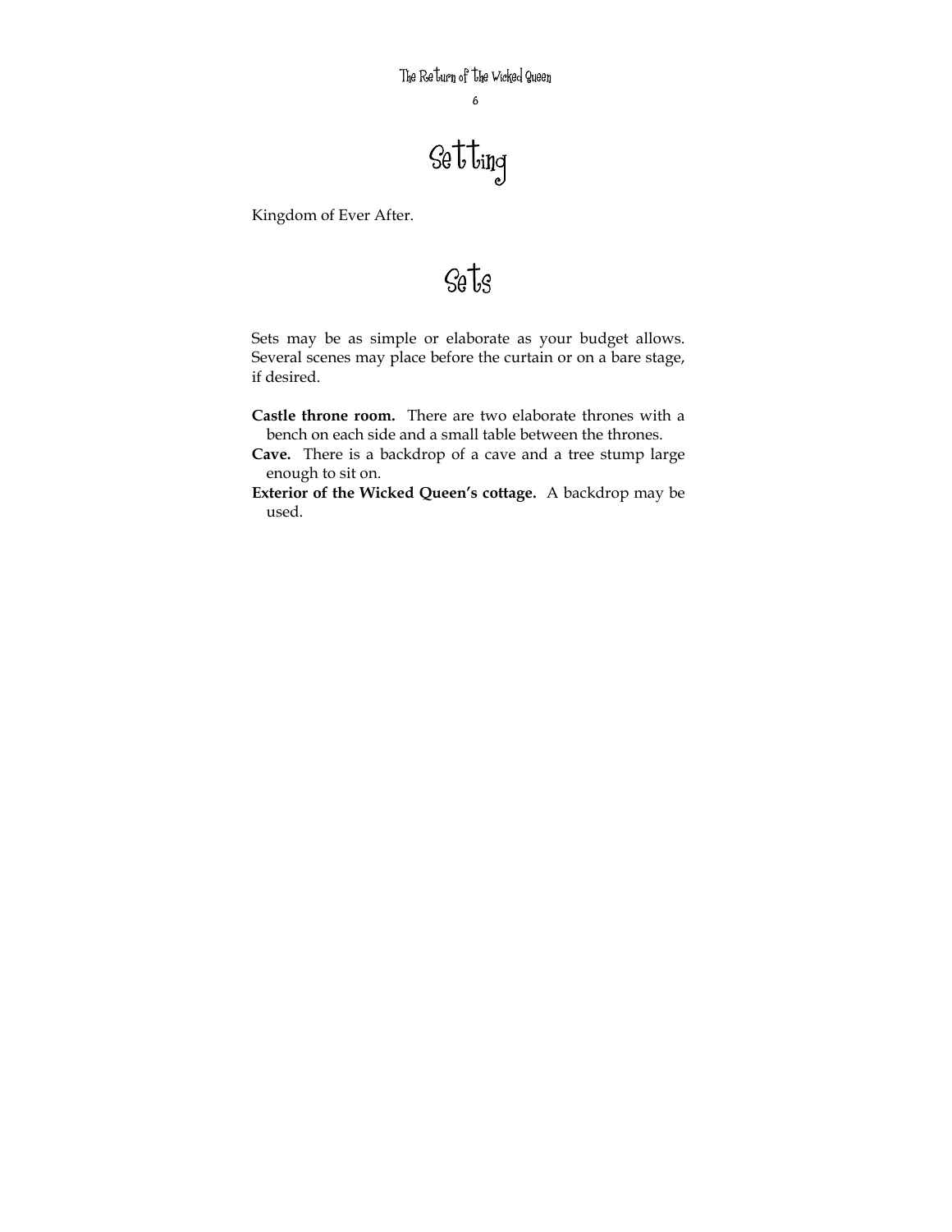# Setting

Kingdom of Ever After.

# Sets

Sets may be as simple or elaborate as your budget allows. Several scenes may place before the curtain or on a bare stage, if desired.

**Castle throne room.** There are two elaborate thrones with a bench on each side and a small table between the thrones.

**Cave.** There is a backdrop of a cave and a tree stump large enough to sit on.

**Exterior of the Wicked Queen's cottage.** A backdrop may be used.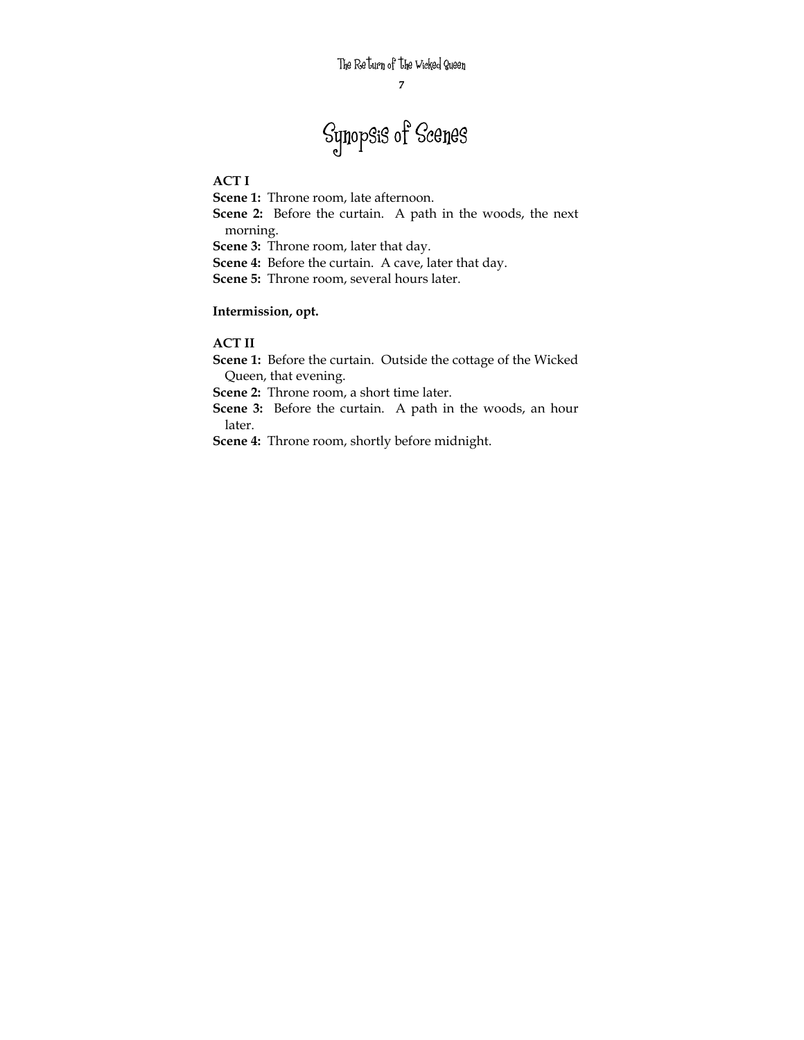# Synopsis of Scenes

**ACT I**

**Scene 1:** Throne room, late afternoon.

**Scene 2:** Before the curtain. A path in the woods, the next morning.

**Scene 3:** Throne room, later that day.

**Scene 4:** Before the curtain. A cave, later that day.

**Scene 5:** Throne room, several hours later.

**Intermission, opt.**

**ACT II**

**Scene 1:** Before the curtain. Outside the cottage of the Wicked Queen, that evening.

**Scene 2:** Throne room, a short time later.

**Scene 3:** Before the curtain. A path in the woods, an hour later.

**Scene 4:** Throne room, shortly before midnight.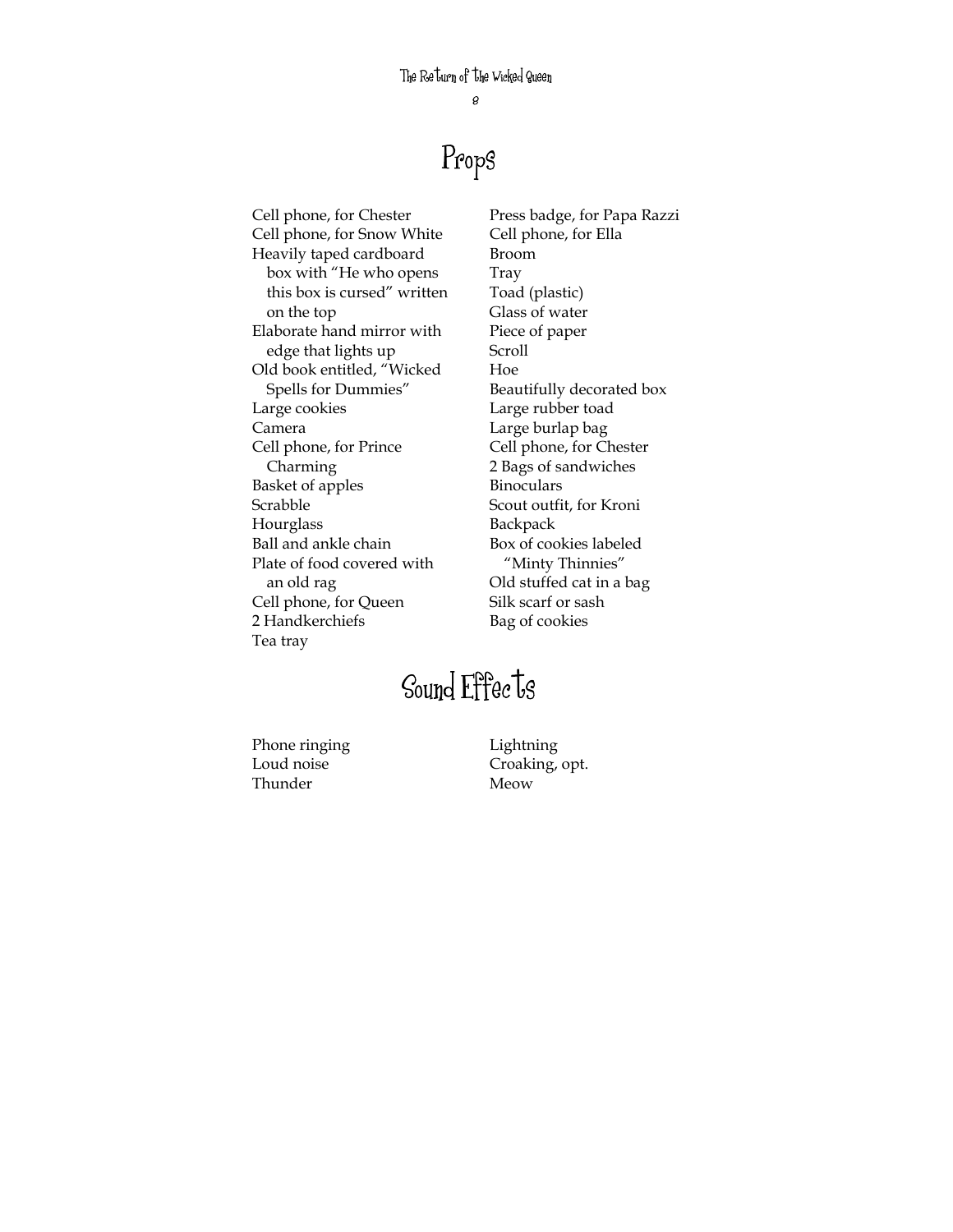# Props

- Cell phone, for Chester
- Cell phone, for Snow White
- Heavily taped cardboard box with "He who opens this box is cursed" written on the top
- Elaborate hand mirror with edge that lights up
- Old book entitled, "Wicked Spells for Dummies"
- Large cookies
- Camera
- Cell phone, for Prince Charming
- Basket of apples
- Scrabble
- Hourglass
- Ball and ankle chain
- Plate of food covered with an old rag
- Cell phone, for Queen
- 2 Handkerchiefs
- Tea tray
- Press badge, for Papa Razzi
- Cell phone, for Ella
- Broom
- Tray
- Toad (plastic)
- Glass of water
- Piece of paper
- Scroll
- Hoe
- Beautifully decorated box
- Large rubber toad
- Large burlap bag
- Cell phone, for Chester
- 2 Bags of sandwiches
- Binoculars
- Scout outfit, for Kroni
- Backpack
- Box of cookies labeled "Minty Thinnies"
- Old stuffed cat in a bag
- Silk scarf or sash
- Bag of cookies

# Sound Effects

- Phone ringing
- Loud noise
- Thunder
- Lightning
- Croaking, opt.
- Meow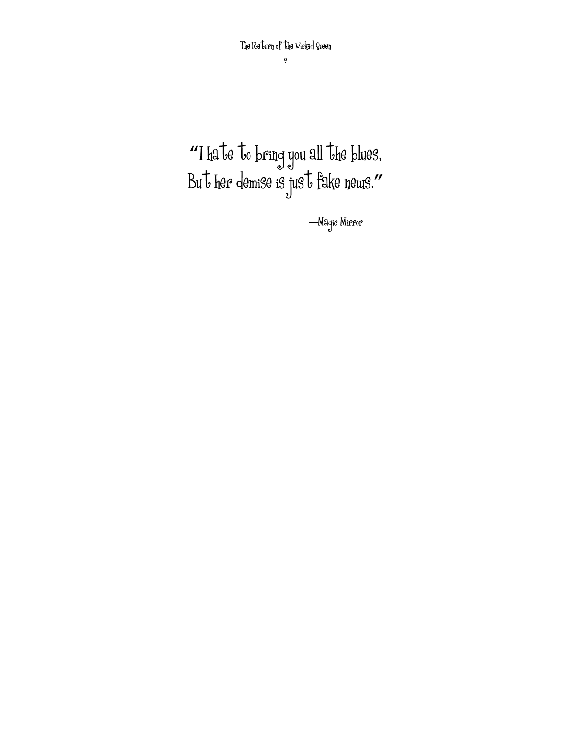"I hate to bring you all the blues,
But her demise is just fake news."

—Magic Mirror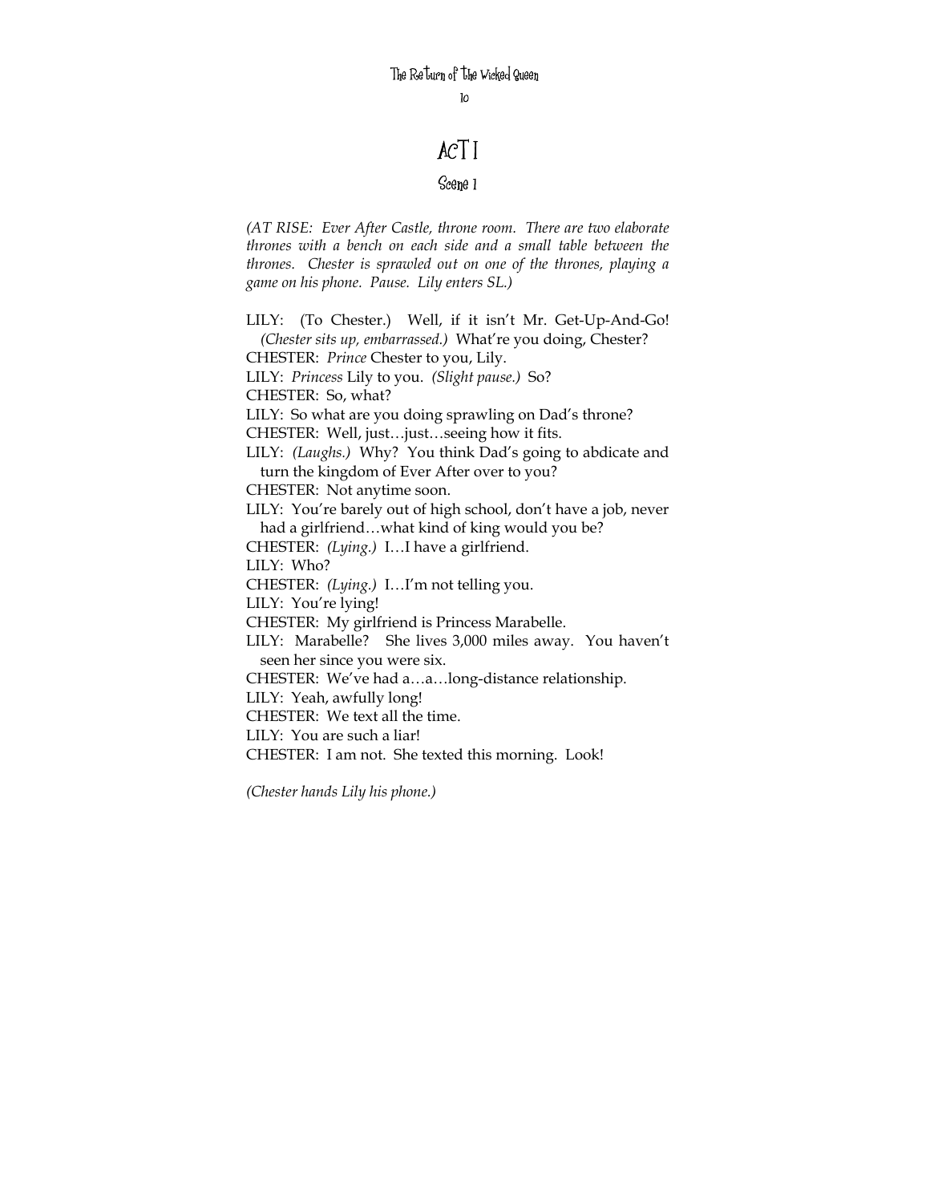# ACT I

## Scene 1

*(AT RISE: Ever After Castle, throne room. There are two elaborate thrones with a bench on each side and a small table between the thrones. Chester is sprawled out on one of the thrones, playing a game on his phone. Pause. Lily enters SL.)*

LILY: (To Chester.) Well, if it isn't Mr. Get-Up-And-Go! *(Chester sits up, embarrassed.)* What're you doing, Chester?

CHESTER: *Prince* Chester to you, Lily.

LILY: *Princess* Lily to you. *(Slight pause.)* So?

CHESTER: So, what?

LILY: So what are you doing sprawling on Dad's throne?

CHESTER: Well, just…just…seeing how it fits.

LILY: *(Laughs.)* Why? You think Dad's going to abdicate and turn the kingdom of Ever After over to you?

CHESTER: Not anytime soon.

LILY: You're barely out of high school, don't have a job, never had a girlfriend…what kind of king would you be?

CHESTER: *(Lying.)* I…I have a girlfriend.

LILY: Who?

CHESTER: *(Lying.)* I…I'm not telling you.

LILY: You're lying!

CHESTER: My girlfriend is Princess Marabelle.

LILY: Marabelle? She lives 3,000 miles away. You haven't seen her since you were six.

CHESTER: We've had a…a…long-distance relationship.

LILY: Yeah, awfully long!

CHESTER: We text all the time.

LILY: You are such a liar!

CHESTER: I am not. She texted this morning. Look!

*(Chester hands Lily his phone.)*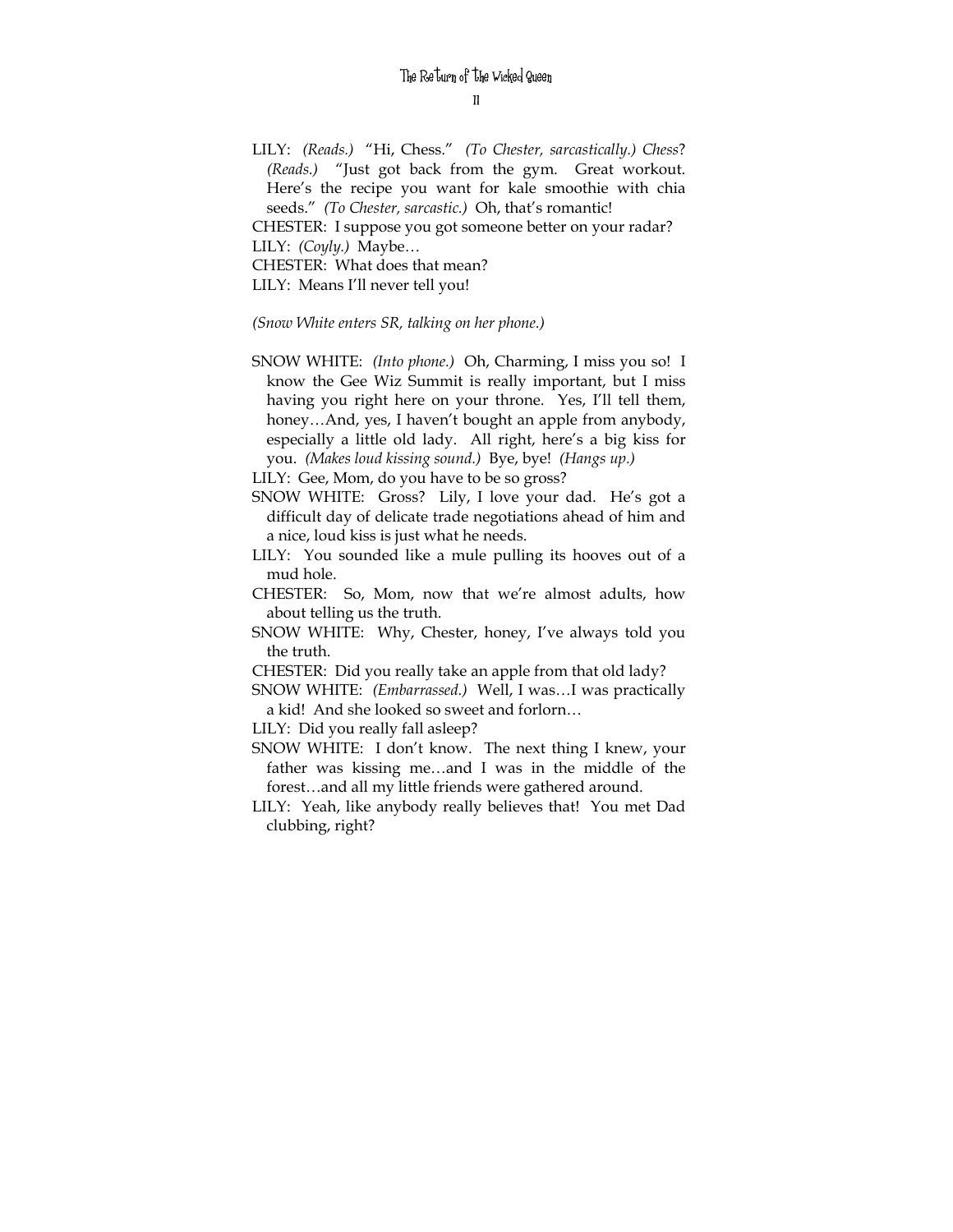LILY: *(Reads.)* "Hi, Chess." *(To Chester, sarcastically.) Chess*? *(Reads.)* "Just got back from the gym. Great workout. Here's the recipe you want for kale smoothie with chia seeds." *(To Chester, sarcastic.)* Oh, that's romantic!

CHESTER: I suppose you got someone better on your radar?

LILY: *(Coyly.)* Maybe…

CHESTER: What does that mean?

LILY: Means I'll never tell you!

*(Snow White enters SR, talking on her phone.)*

SNOW WHITE: *(Into phone.)* Oh, Charming, I miss you so! I know the Gee Wiz Summit is really important, but I miss having you right here on your throne. Yes, I'll tell them, honey…And, yes, I haven't bought an apple from anybody, especially a little old lady. All right, here's a big kiss for you. *(Makes loud kissing sound.)* Bye, bye! *(Hangs up.)*

LILY: Gee, Mom, do you have to be so gross?

SNOW WHITE: Gross? Lily, I love your dad. He's got a difficult day of delicate trade negotiations ahead of him and a nice, loud kiss is just what he needs.

LILY: You sounded like a mule pulling its hooves out of a mud hole.

CHESTER: So, Mom, now that we're almost adults, how about telling us the truth.

SNOW WHITE: Why, Chester, honey, I've always told you the truth.

CHESTER: Did you really take an apple from that old lady?

SNOW WHITE: *(Embarrassed.)* Well, I was…I was practically a kid! And she looked so sweet and forlorn…

LILY: Did you really fall asleep?

SNOW WHITE: I don't know. The next thing I knew, your father was kissing me…and I was in the middle of the forest…and all my little friends were gathered around.

LILY: Yeah, like anybody really believes that! You met Dad clubbing, right?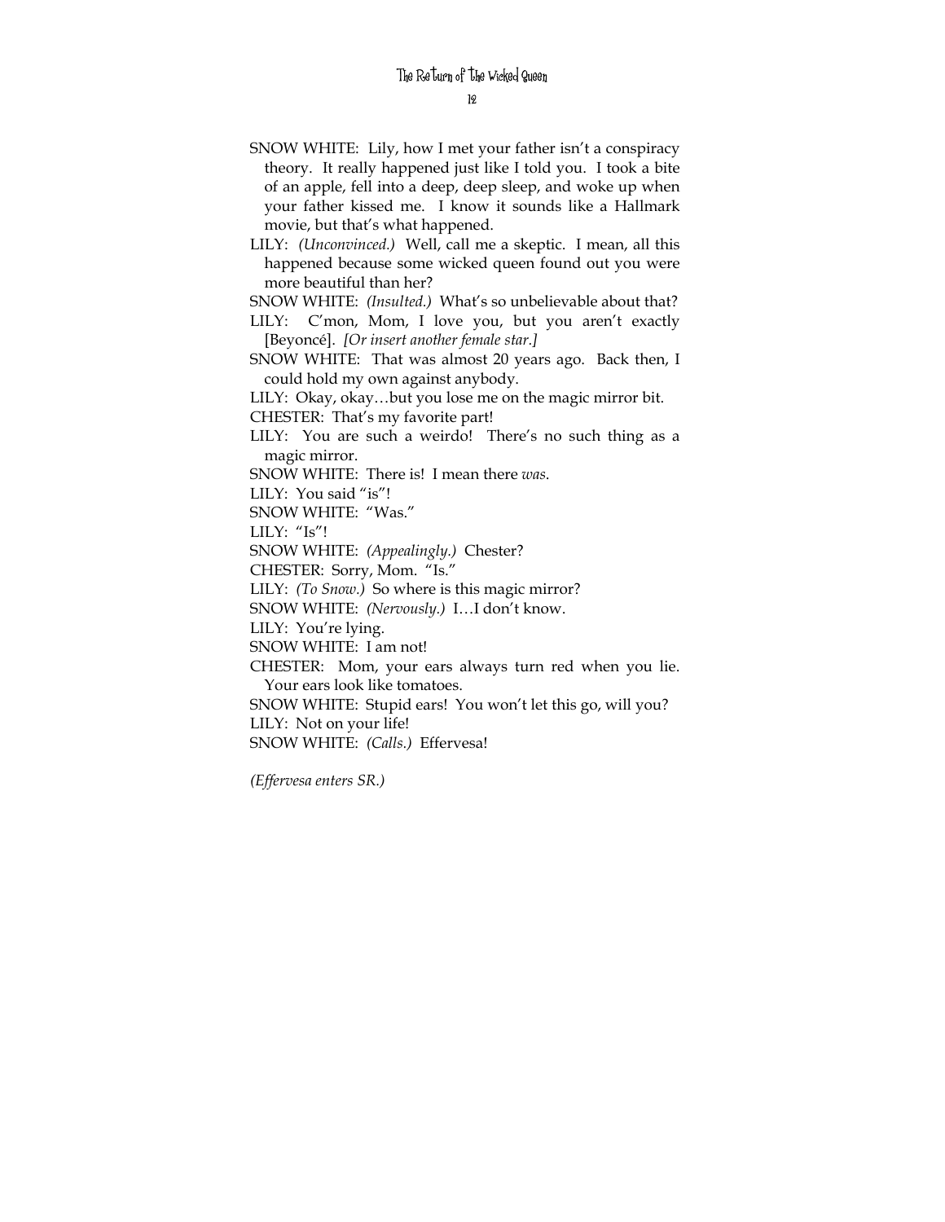SNOW WHITE: Lily, how I met your father isn't a conspiracy theory. It really happened just like I told you. I took a bite of an apple, fell into a deep, deep sleep, and woke up when your father kissed me. I know it sounds like a Hallmark movie, but that's what happened.

LILY: *(Unconvinced.)* Well, call me a skeptic. I mean, all this happened because some wicked queen found out you were more beautiful than her?

SNOW WHITE: *(Insulted.)* What's so unbelievable about that?

LILY: C'mon, Mom, I love you, but you aren't exactly [Beyoncé]. *[Or insert another female star.]*

SNOW WHITE: That was almost 20 years ago. Back then, I could hold my own against anybody.

LILY: Okay, okay…but you lose me on the magic mirror bit.

CHESTER: That's my favorite part!

LILY: You are such a weirdo! There's no such thing as a magic mirror.

SNOW WHITE: There is! I mean there *was*.

LILY: You said "is"!

SNOW WHITE: "Was."

LILY: "Is"!

SNOW WHITE: *(Appealingly.)* Chester?

CHESTER: Sorry, Mom. "Is."

LILY: *(To Snow.)* So where is this magic mirror?

SNOW WHITE: *(Nervously.)* I…I don't know.

LILY: You're lying.

SNOW WHITE: I am not!

CHESTER: Mom, your ears always turn red when you lie. Your ears look like tomatoes.

SNOW WHITE: Stupid ears! You won't let this go, will you?

LILY: Not on your life!

SNOW WHITE: *(Calls.)* Effervesa!

*(Effervesa enters SR.)*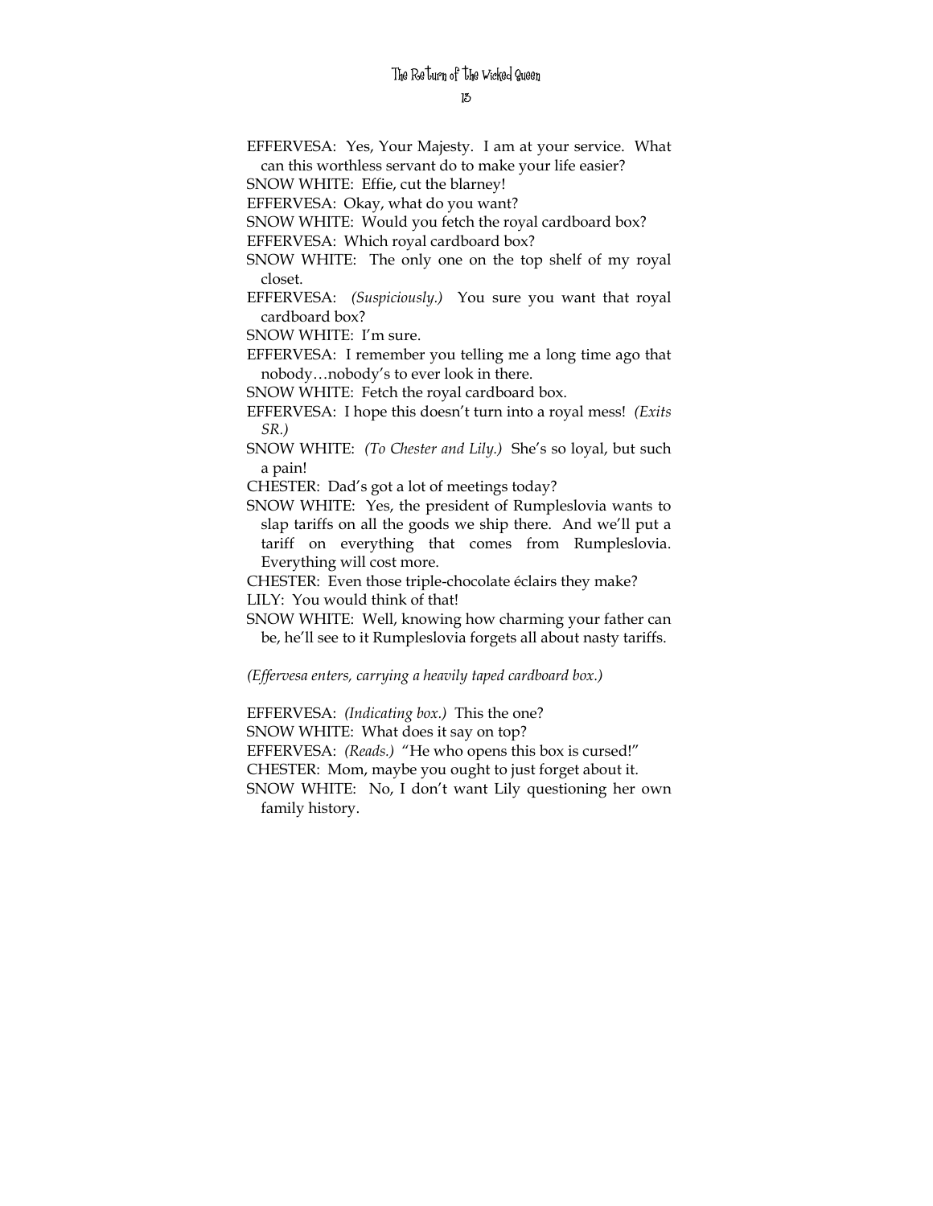EFFERVESA: Yes, Your Majesty. I am at your service. What can this worthless servant do to make your life easier?

SNOW WHITE: Effie, cut the blarney!

EFFERVESA: Okay, what do you want?

SNOW WHITE: Would you fetch the royal cardboard box?

EFFERVESA: Which royal cardboard box?

SNOW WHITE: The only one on the top shelf of my royal closet.

EFFERVESA: *(Suspiciously.)* You sure you want that royal cardboard box?

SNOW WHITE: I'm sure.

EFFERVESA: I remember you telling me a long time ago that nobody…nobody's to ever look in there.

SNOW WHITE: Fetch the royal cardboard box.

EFFERVESA: I hope this doesn't turn into a royal mess! *(Exits SR.)*

SNOW WHITE: *(To Chester and Lily.)* She's so loyal, but such a pain!

CHESTER: Dad's got a lot of meetings today?

SNOW WHITE: Yes, the president of Rumpleslovia wants to slap tariffs on all the goods we ship there. And we'll put a tariff on everything that comes from Rumpleslovia. Everything will cost more.

CHESTER: Even those triple-chocolate éclairs they make?

LILY: You would think of that!

SNOW WHITE: Well, knowing how charming your father can be, he'll see to it Rumpleslovia forgets all about nasty tariffs.

*(Effervesa enters, carrying a heavily taped cardboard box.)*

EFFERVESA: *(Indicating box.)* This the one?

SNOW WHITE: What does it say on top?

EFFERVESA: *(Reads.)* "He who opens this box is cursed!"

CHESTER: Mom, maybe you ought to just forget about it.

SNOW WHITE: No, I don't want Lily questioning her own family history.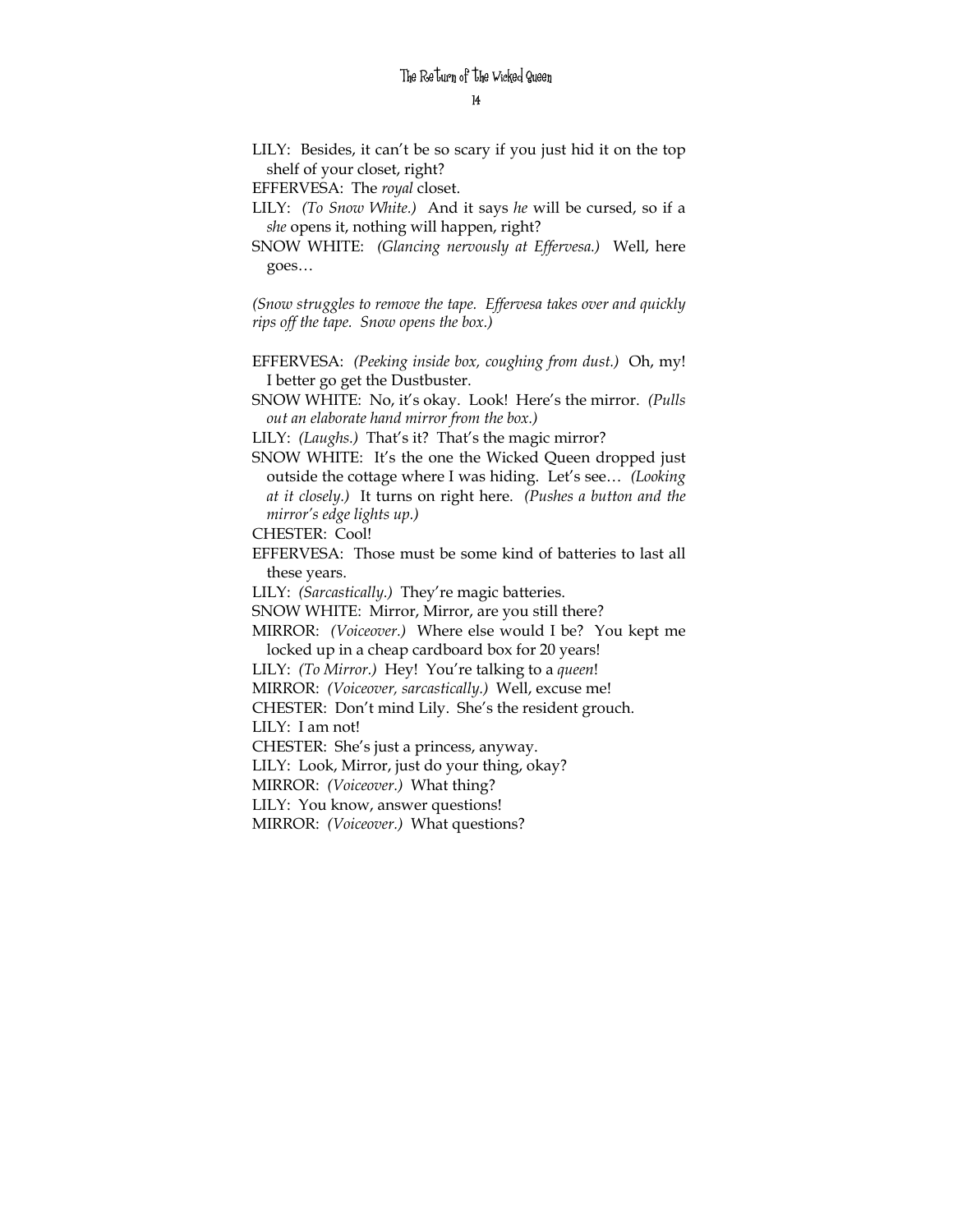LILY: Besides, it can't be so scary if you just hid it on the top shelf of your closet, right?

EFFERVESA: The *royal* closet.

LILY: *(To Snow White.)* And it says *he* will be cursed, so if a *she* opens it, nothing will happen, right?

SNOW WHITE: *(Glancing nervously at Effervesa.)* Well, here goes…

*(Snow struggles to remove the tape. Effervesa takes over and quickly rips off the tape. Snow opens the box.)*

EFFERVESA: *(Peeking inside box, coughing from dust.)* Oh, my! I better go get the Dustbuster.

SNOW WHITE: No, it's okay. Look! Here's the mirror. *(Pulls out an elaborate hand mirror from the box.)*

LILY: *(Laughs.)* That's it? That's the magic mirror?

SNOW WHITE: It's the one the Wicked Queen dropped just outside the cottage where I was hiding. Let's see… *(Looking at it closely.)* It turns on right here. *(Pushes a button and the mirror's edge lights up.)*

CHESTER: Cool!

EFFERVESA: Those must be some kind of batteries to last all these years.

LILY: *(Sarcastically.)* They're magic batteries.

SNOW WHITE: Mirror, Mirror, are you still there?

MIRROR: *(Voiceover.)* Where else would I be? You kept me locked up in a cheap cardboard box for 20 years!

LILY: *(To Mirror.)* Hey! You're talking to a *queen*!

MIRROR: *(Voiceover, sarcastically.)* Well, excuse me!

CHESTER: Don't mind Lily. She's the resident grouch.

LILY: I am not!

CHESTER: She's just a princess, anyway.

LILY: Look, Mirror, just do your thing, okay?

MIRROR: *(Voiceover.)* What thing?

LILY: You know, answer questions!

MIRROR: *(Voiceover.)* What questions?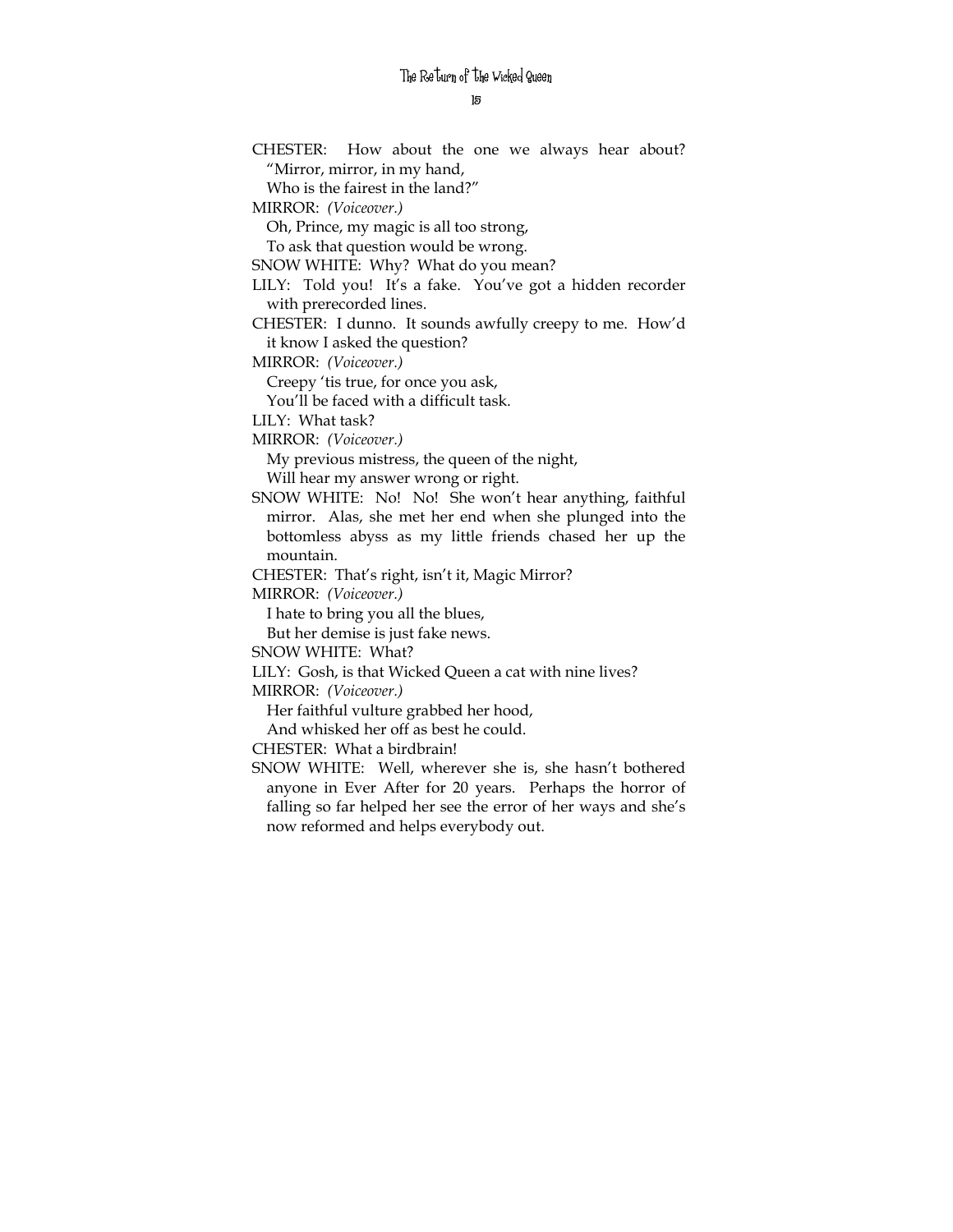CHESTER: How about the one we always hear about? "Mirror, mirror, in my hand,

Who is the fairest in the land?"

MIRROR: *(Voiceover.)*

Oh, Prince, my magic is all too strong,

To ask that question would be wrong.

SNOW WHITE: Why? What do you mean?

LILY: Told you! It's a fake. You've got a hidden recorder with prerecorded lines.

CHESTER: I dunno. It sounds awfully creepy to me. How'd it know I asked the question?

MIRROR: *(Voiceover.)*

Creepy 'tis true, for once you ask,

You'll be faced with a difficult task.

LILY: What task?

MIRROR: *(Voiceover.)*

My previous mistress, the queen of the night,

Will hear my answer wrong or right.

SNOW WHITE: No! No! She won't hear anything, faithful mirror. Alas, she met her end when she plunged into the bottomless abyss as my little friends chased her up the mountain.

CHESTER: That's right, isn't it, Magic Mirror?

MIRROR: *(Voiceover.)*

I hate to bring you all the blues,

But her demise is just fake news.

SNOW WHITE: What?

LILY: Gosh, is that Wicked Queen a cat with nine lives?

MIRROR: *(Voiceover.)*

Her faithful vulture grabbed her hood,

And whisked her off as best he could.

CHESTER: What a birdbrain!

SNOW WHITE: Well, wherever she is, she hasn't bothered anyone in Ever After for 20 years. Perhaps the horror of falling so far helped her see the error of her ways and she's now reformed and helps everybody out.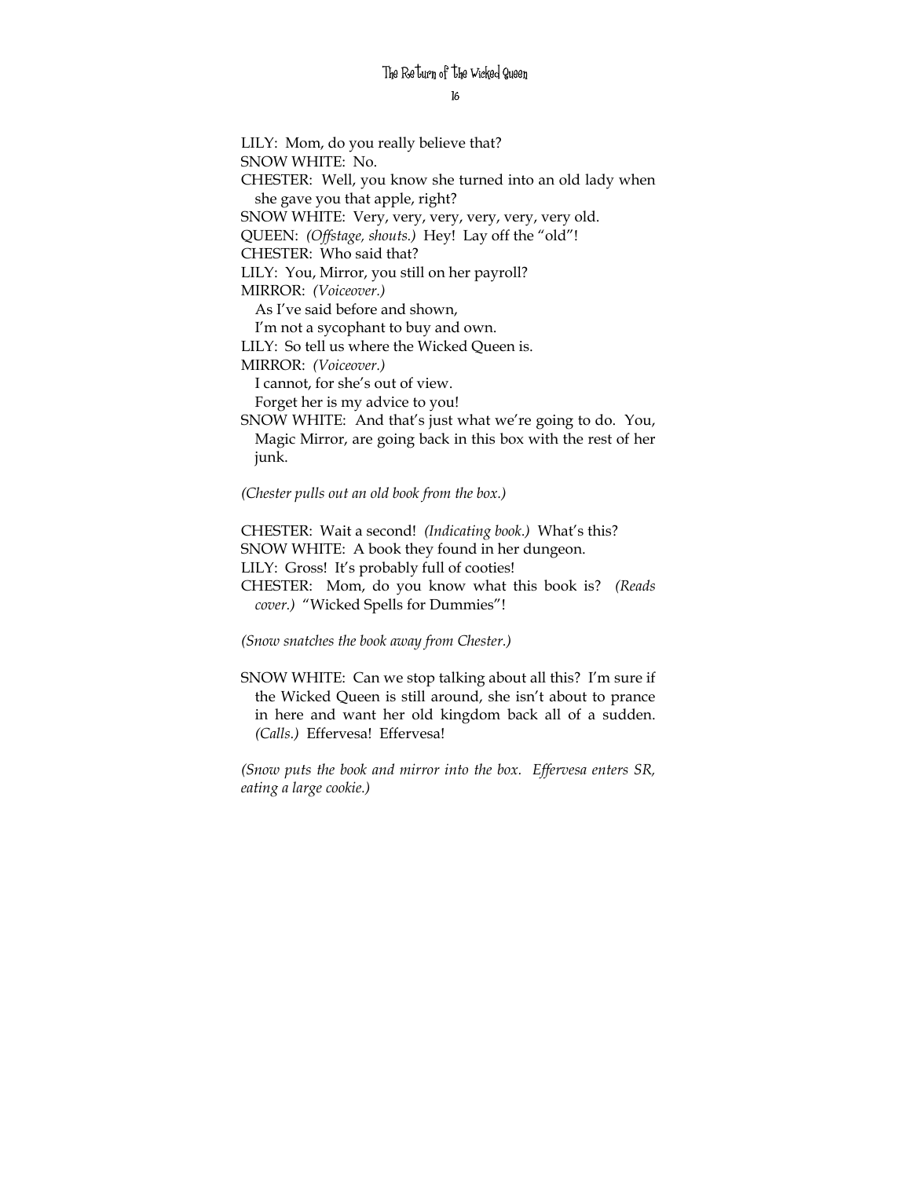LILY: Mom, do you really believe that?

SNOW WHITE: No.

CHESTER: Well, you know she turned into an old lady when she gave you that apple, right?

SNOW WHITE: Very, very, very, very, very, very old.

QUEEN: *(Offstage, shouts.)* Hey! Lay off the "old"!

CHESTER: Who said that?

LILY: You, Mirror, you still on her payroll?

MIRROR: *(Voiceover.)*
As I've said before and shown,
I'm not a sycophant to buy and own.

LILY: So tell us where the Wicked Queen is.

MIRROR: *(Voiceover.)*
I cannot, for she's out of view.
Forget her is my advice to you!

SNOW WHITE: And that's just what we're going to do. You, Magic Mirror, are going back in this box with the rest of her junk.

*(Chester pulls out an old book from the box.)*

CHESTER: Wait a second! *(Indicating book.)* What's this?

SNOW WHITE: A book they found in her dungeon.

LILY: Gross! It's probably full of cooties!

CHESTER: Mom, do you know what this book is? *(Reads cover.)* "Wicked Spells for Dummies"!

*(Snow snatches the book away from Chester.)*

SNOW WHITE: Can we stop talking about all this? I'm sure if the Wicked Queen is still around, she isn't about to prance in here and want her old kingdom back all of a sudden. *(Calls.)* Effervesa! Effervesa!

*(Snow puts the book and mirror into the box. Effervesa enters SR, eating a large cookie.)*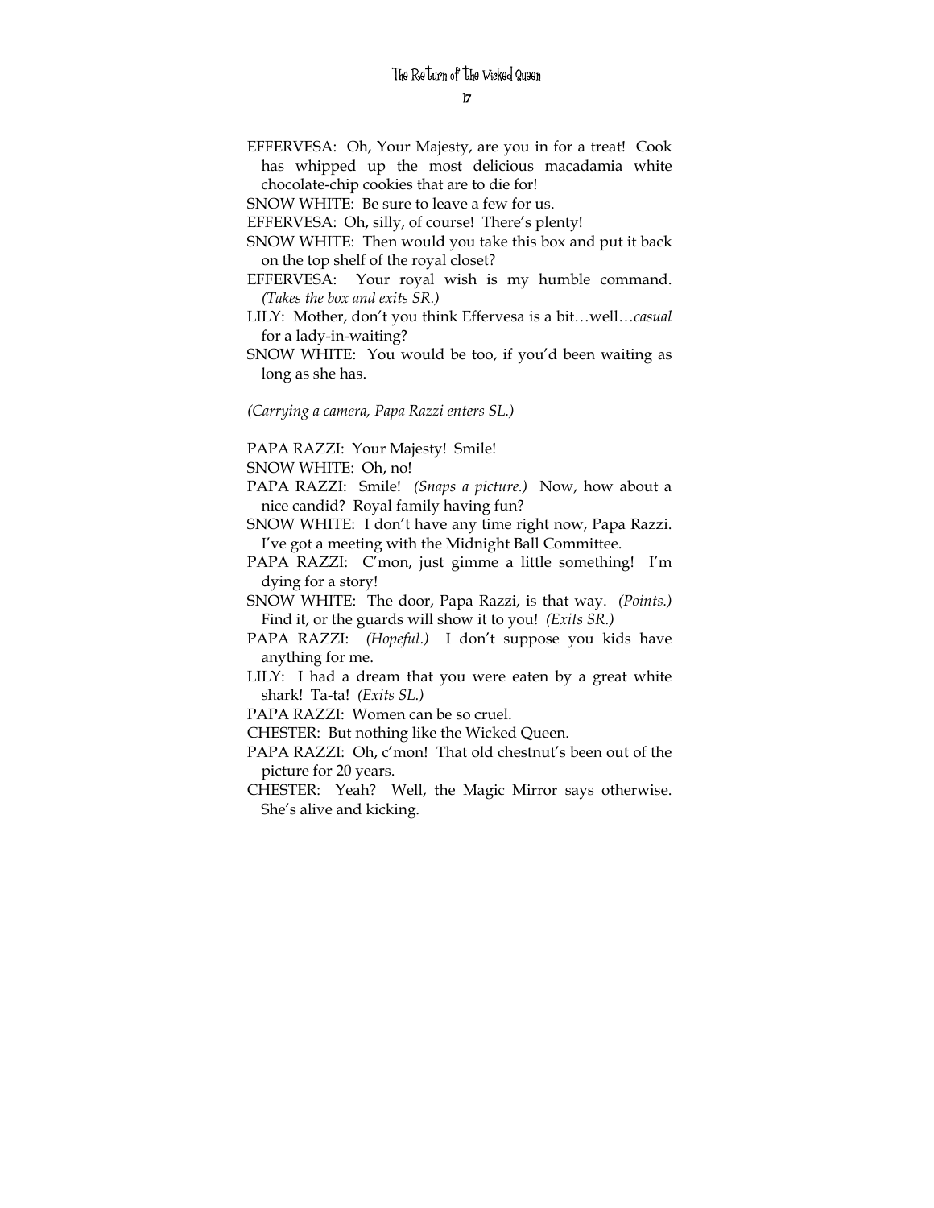EFFERVESA: Oh, Your Majesty, are you in for a treat! Cook has whipped up the most delicious macadamia white chocolate-chip cookies that are to die for!

SNOW WHITE: Be sure to leave a few for us.

EFFERVESA: Oh, silly, of course! There's plenty!

SNOW WHITE: Then would you take this box and put it back on the top shelf of the royal closet?

EFFERVESA: Your royal wish is my humble command. *(Takes the box and exits SR.)*

LILY: Mother, don't you think Effervesa is a bit…well…*casual* for a lady-in-waiting?

SNOW WHITE: You would be too, if you'd been waiting as long as she has.

*(Carrying a camera, Papa Razzi enters SL.)*

PAPA RAZZI: Your Majesty! Smile!

SNOW WHITE: Oh, no!

PAPA RAZZI: Smile! *(Snaps a picture.)* Now, how about a nice candid? Royal family having fun?

SNOW WHITE: I don't have any time right now, Papa Razzi. I've got a meeting with the Midnight Ball Committee.

PAPA RAZZI: C'mon, just gimme a little something! I'm dying for a story!

SNOW WHITE: The door, Papa Razzi, is that way. *(Points.)* Find it, or the guards will show it to you! *(Exits SR.)*

PAPA RAZZI: *(Hopeful.)* I don't suppose you kids have anything for me.

LILY: I had a dream that you were eaten by a great white shark! Ta-ta! *(Exits SL.)*

PAPA RAZZI: Women can be so cruel.

CHESTER: But nothing like the Wicked Queen.

PAPA RAZZI: Oh, c'mon! That old chestnut's been out of the picture for 20 years.

CHESTER: Yeah? Well, the Magic Mirror says otherwise. She's alive and kicking.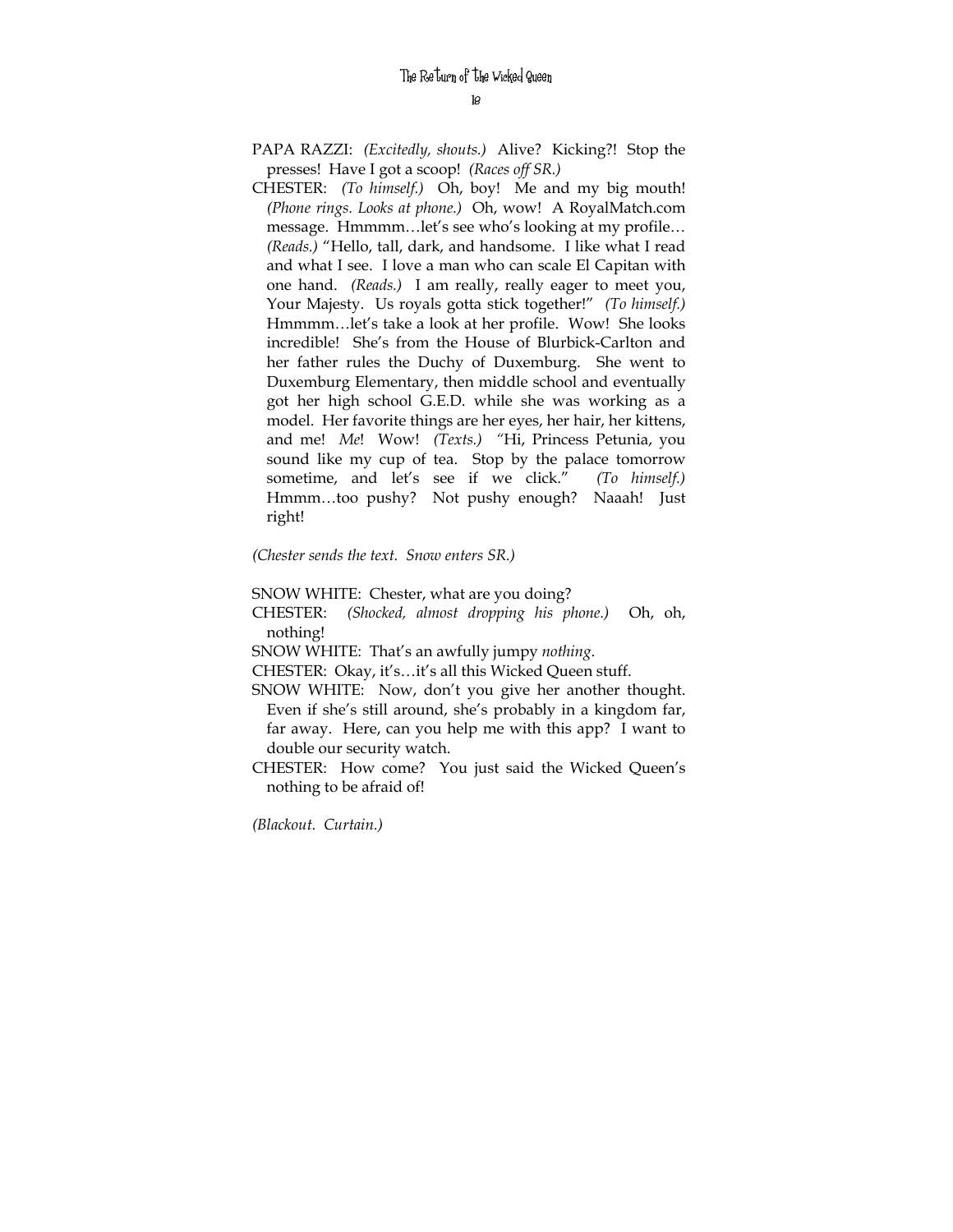PAPA RAZZI: *(Excitedly, shouts.)* Alive? Kicking?! Stop the presses! Have I got a scoop! *(Races off SR.)*

CHESTER: *(To himself.)* Oh, boy! Me and my big mouth! *(Phone rings. Looks at phone.)* Oh, wow! A RoyalMatch.com message. Hmmmm…let's see who's looking at my profile… *(Reads.)* "Hello, tall, dark, and handsome. I like what I read and what I see. I love a man who can scale El Capitan with one hand. *(Reads.)* I am really, really eager to meet you, Your Majesty. Us royals gotta stick together!" *(To himself.)* Hmmmm…let's take a look at her profile. Wow! She looks incredible! She's from the House of Blurbick-Carlton and her father rules the Duchy of Duxemburg. She went to Duxemburg Elementary, then middle school and eventually got her high school G.E.D. while she was working as a model. Her favorite things are her eyes, her hair, her kittens, and me! *Me*! Wow! *(Texts.)* "Hi, Princess Petunia, you sound like my cup of tea. Stop by the palace tomorrow sometime, and let's see if we click." *(To himself.)* Hmmm…too pushy? Not pushy enough? Naaah! Just right!

*(Chester sends the text. Snow enters SR.)*

SNOW WHITE: Chester, what are you doing?

CHESTER: *(Shocked, almost dropping his phone.)* Oh, oh, nothing!

SNOW WHITE: That's an awfully jumpy *nothing*.

CHESTER: Okay, it's…it's all this Wicked Queen stuff.

SNOW WHITE: Now, don't you give her another thought. Even if she's still around, she's probably in a kingdom far, far away. Here, can you help me with this app? I want to double our security watch.

CHESTER: How come? You just said the Wicked Queen's nothing to be afraid of!

*(Blackout. Curtain.)*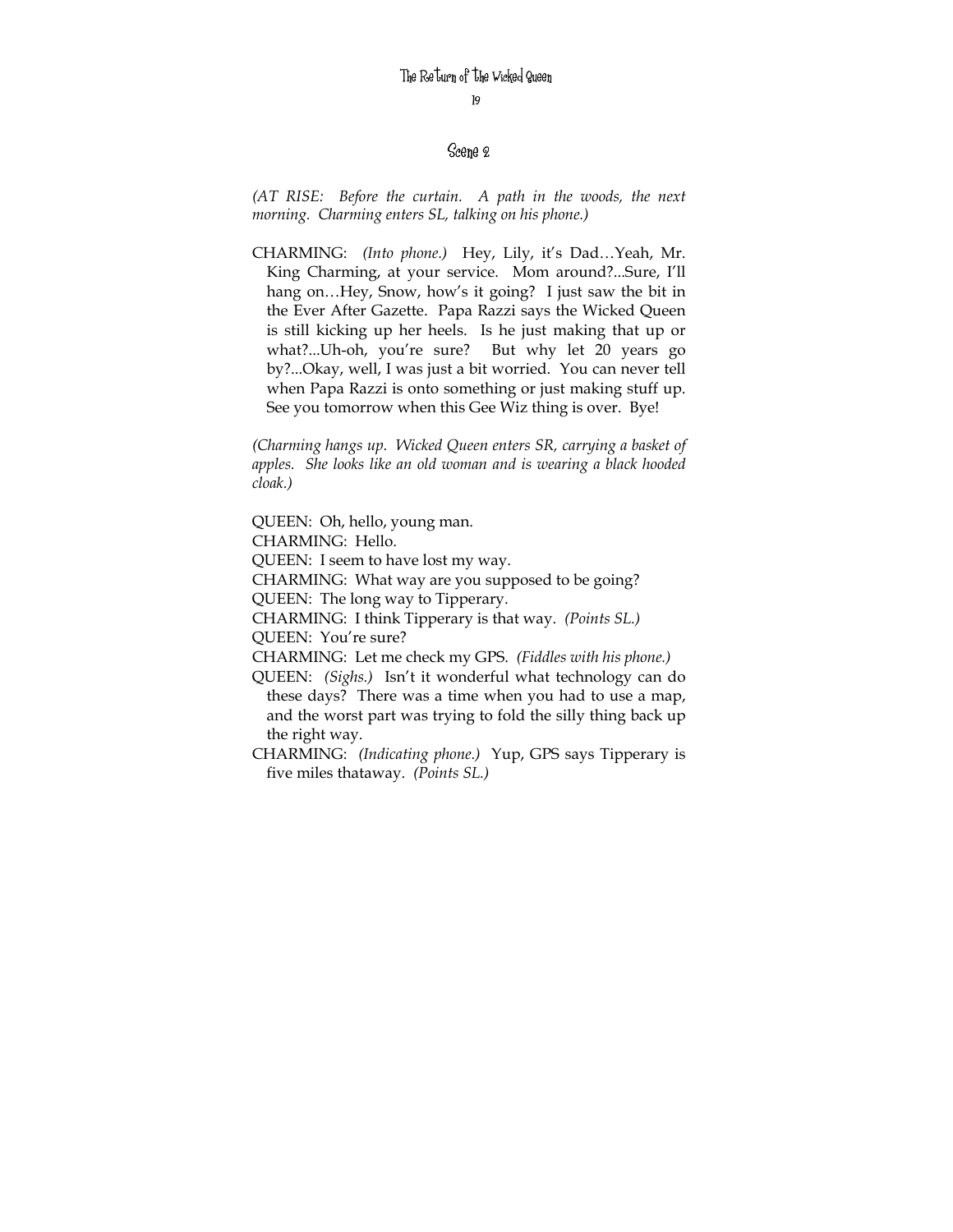## Scene 2

*(AT RISE: Before the curtain. A path in the woods, the next morning. Charming enters SL, talking on his phone.)*

CHARMING: *(Into phone.)* Hey, Lily, it's Dad…Yeah, Mr. King Charming, at your service. Mom around?...Sure, I'll hang on…Hey, Snow, how's it going? I just saw the bit in the Ever After Gazette. Papa Razzi says the Wicked Queen is still kicking up her heels. Is he just making that up or what?...Uh-oh, you're sure? But why let 20 years go by?...Okay, well, I was just a bit worried. You can never tell when Papa Razzi is onto something or just making stuff up. See you tomorrow when this Gee Wiz thing is over. Bye!

*(Charming hangs up. Wicked Queen enters SR, carrying a basket of apples. She looks like an old woman and is wearing a black hooded cloak.)*

QUEEN: Oh, hello, young man.

CHARMING: Hello.

QUEEN: I seem to have lost my way.

CHARMING: What way are you supposed to be going?

QUEEN: The long way to Tipperary.

CHARMING: I think Tipperary is that way. *(Points SL.)*

QUEEN: You're sure?

CHARMING: Let me check my GPS. *(Fiddles with his phone.)*

QUEEN: *(Sighs.)* Isn't it wonderful what technology can do these days? There was a time when you had to use a map, and the worst part was trying to fold the silly thing back up the right way.

CHARMING: *(Indicating phone.)* Yup, GPS says Tipperary is five miles thataway. *(Points SL.)*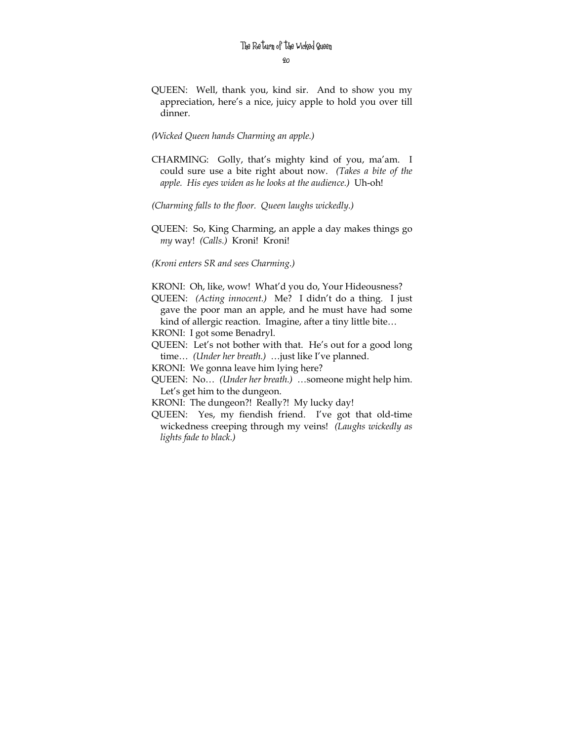QUEEN: Well, thank you, kind sir. And to show you my appreciation, here's a nice, juicy apple to hold you over till dinner.

*(Wicked Queen hands Charming an apple.)*

CHARMING: Golly, that's mighty kind of you, ma'am. I could sure use a bite right about now. *(Takes a bite of the apple. His eyes widen as he looks at the audience.)* Uh-oh!

*(Charming falls to the floor. Queen laughs wickedly.)*

QUEEN: So, King Charming, an apple a day makes things go *my* way! *(Calls.)* Kroni! Kroni!

*(Kroni enters SR and sees Charming.)*

KRONI: Oh, like, wow! What'd you do, Your Hideousness?

QUEEN: *(Acting innocent.)* Me? I didn't do a thing. I just gave the poor man an apple, and he must have had some kind of allergic reaction. Imagine, after a tiny little bite…

KRONI: I got some Benadryl.

QUEEN: Let's not bother with that. He's out for a good long time… *(Under her breath.)* …just like I've planned.

KRONI: We gonna leave him lying here?

QUEEN: No… *(Under her breath.)* …someone might help him. Let's get him to the dungeon.

KRONI: The dungeon?! Really?! My lucky day!

QUEEN: Yes, my fiendish friend. I've got that old-time wickedness creeping through my veins! *(Laughs wickedly as lights fade to black.)*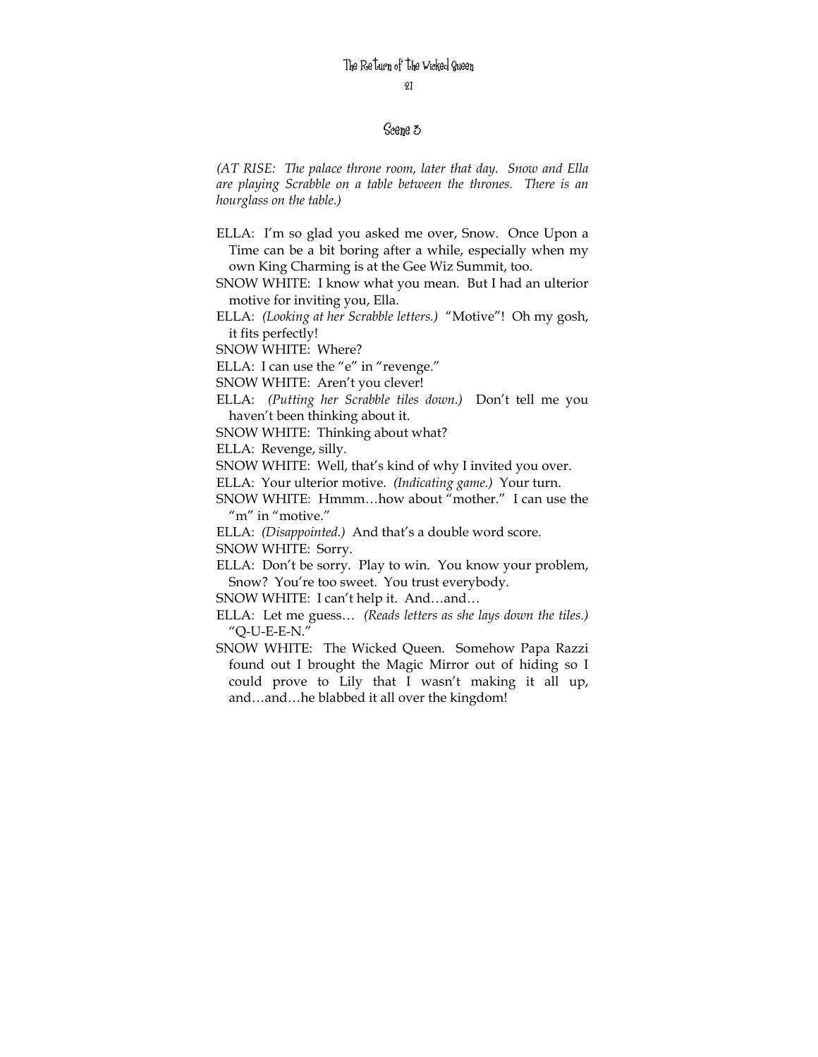## Scene 3

*(AT RISE: The palace throne room, later that day. Snow and Ella are playing Scrabble on a table between the thrones. There is an hourglass on the table.)*

ELLA: I'm so glad you asked me over, Snow. Once Upon a Time can be a bit boring after a while, especially when my own King Charming is at the Gee Wiz Summit, too.

SNOW WHITE: I know what you mean. But I had an ulterior motive for inviting you, Ella.

ELLA: *(Looking at her Scrabble letters.)* "Motive"! Oh my gosh, it fits perfectly!

SNOW WHITE: Where?

ELLA: I can use the "e" in "revenge."

SNOW WHITE: Aren't you clever!

ELLA: *(Putting her Scrabble tiles down.)* Don't tell me you haven't been thinking about it.

SNOW WHITE: Thinking about what?

ELLA: Revenge, silly.

SNOW WHITE: Well, that's kind of why I invited you over.

ELLA: Your ulterior motive. *(Indicating game.)* Your turn.

SNOW WHITE: Hmmm…how about "mother." I can use the "m" in "motive."

ELLA: *(Disappointed.)* And that's a double word score.

SNOW WHITE: Sorry.

ELLA: Don't be sorry. Play to win. You know your problem, Snow? You're too sweet. You trust everybody.

SNOW WHITE: I can't help it. And…and…

ELLA: Let me guess… *(Reads letters as she lays down the tiles.)* "Q-U-E-E-N."

SNOW WHITE: The Wicked Queen. Somehow Papa Razzi found out I brought the Magic Mirror out of hiding so I could prove to Lily that I wasn't making it all up, and…and…he blabbed it all over the kingdom!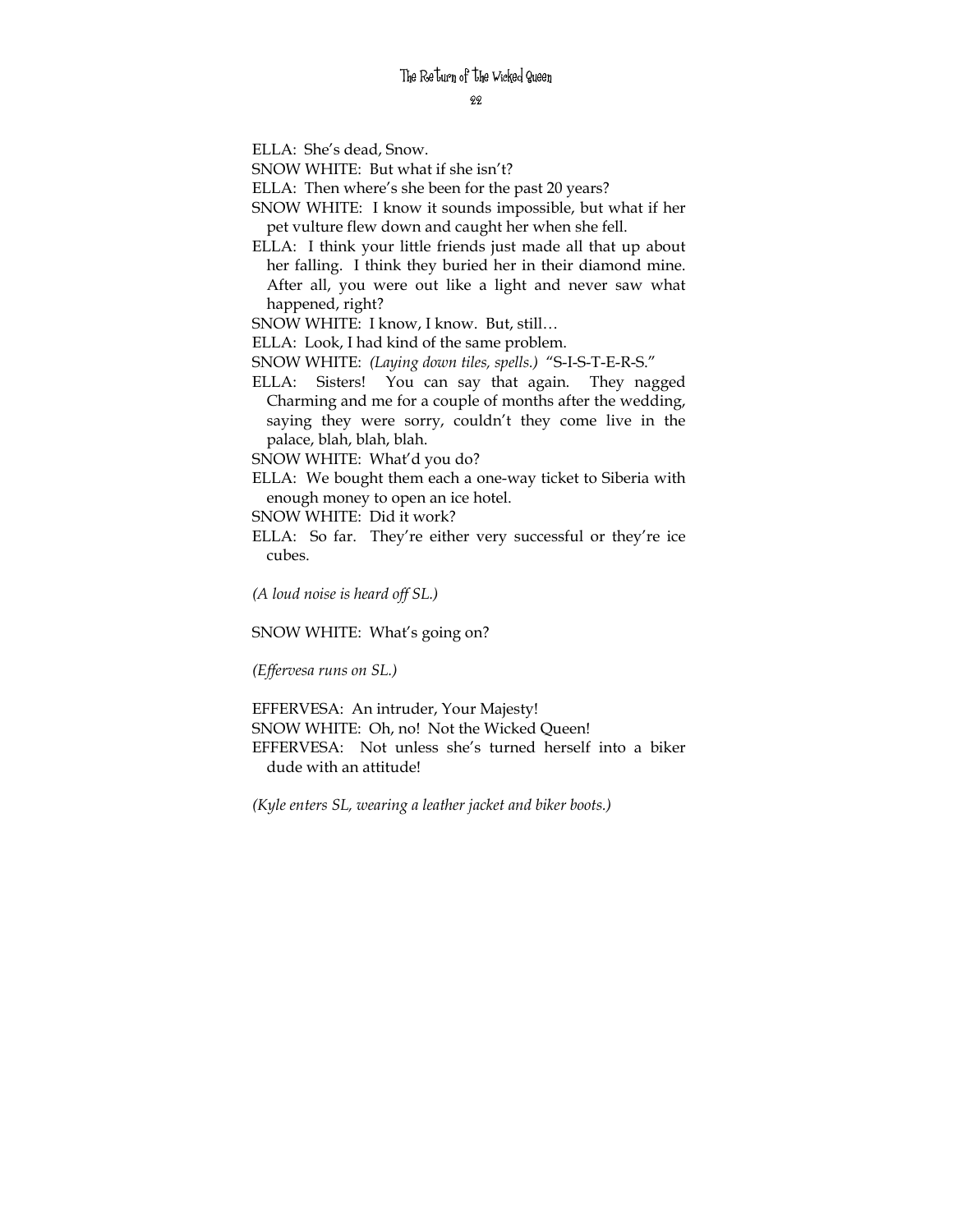ELLA: She's dead, Snow.

SNOW WHITE: But what if she isn't?

ELLA: Then where's she been for the past 20 years?

SNOW WHITE: I know it sounds impossible, but what if her pet vulture flew down and caught her when she fell.

ELLA: I think your little friends just made all that up about her falling. I think they buried her in their diamond mine. After all, you were out like a light and never saw what happened, right?

SNOW WHITE: I know, I know. But, still…

ELLA: Look, I had kind of the same problem.

SNOW WHITE: *(Laying down tiles, spells.)* "S-I-S-T-E-R-S."

ELLA: Sisters! You can say that again. They nagged Charming and me for a couple of months after the wedding, saying they were sorry, couldn't they come live in the palace, blah, blah, blah.

SNOW WHITE: What'd you do?

ELLA: We bought them each a one-way ticket to Siberia with enough money to open an ice hotel.

SNOW WHITE: Did it work?

ELLA: So far. They're either very successful or they're ice cubes.

*(A loud noise is heard off SL.)*

SNOW WHITE: What's going on?

*(Effervesa runs on SL.)*

EFFERVESA: An intruder, Your Majesty!

SNOW WHITE: Oh, no! Not the Wicked Queen!

EFFERVESA: Not unless she's turned herself into a biker dude with an attitude!

*(Kyle enters SL, wearing a leather jacket and biker boots.)*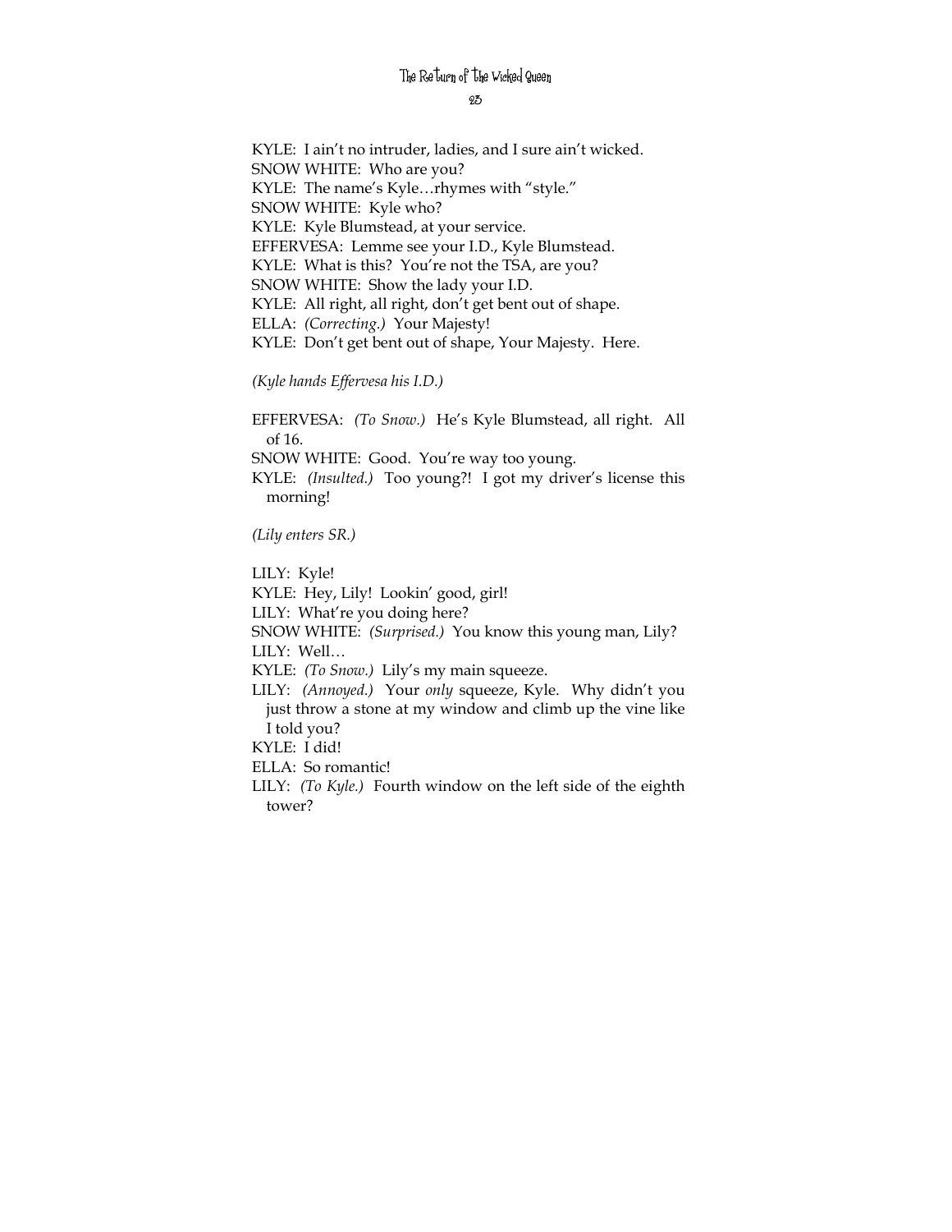KYLE: I ain't no intruder, ladies, and I sure ain't wicked.  
SNOW WHITE: Who are you?  
KYLE: The name's Kyle…rhymes with "style."  
SNOW WHITE: Kyle who?  
KYLE: Kyle Blumstead, at your service.  
EFFERVESA: Lemme see your I.D., Kyle Blumstead.  
KYLE: What is this? You're not the TSA, are you?  
SNOW WHITE: Show the lady your I.D.  
KYLE: All right, all right, don't get bent out of shape.  
ELLA: *(Correcting.)* Your Majesty!  
KYLE: Don't get bent out of shape, Your Majesty. Here.

*(Kyle hands Effervesa his I.D.)*

EFFERVESA: *(To Snow.)* He's Kyle Blumstead, all right. All of 16.  
SNOW WHITE: Good. You're way too young.  
KYLE: *(Insulted.)* Too young?! I got my driver's license this morning!

*(Lily enters SR.)*

LILY: Kyle!  
KYLE: Hey, Lily! Lookin' good, girl!  
LILY: What're you doing here?  
SNOW WHITE: *(Surprised.)* You know this young man, Lily?  
LILY: Well…  
KYLE: *(To Snow.)* Lily's my main squeeze.  
LILY: *(Annoyed.)* Your *only* squeeze, Kyle. Why didn't you just throw a stone at my window and climb up the vine like I told you?  
KYLE: I did!  
ELLA: So romantic!  
LILY: *(To Kyle.)* Fourth window on the left side of the eighth tower?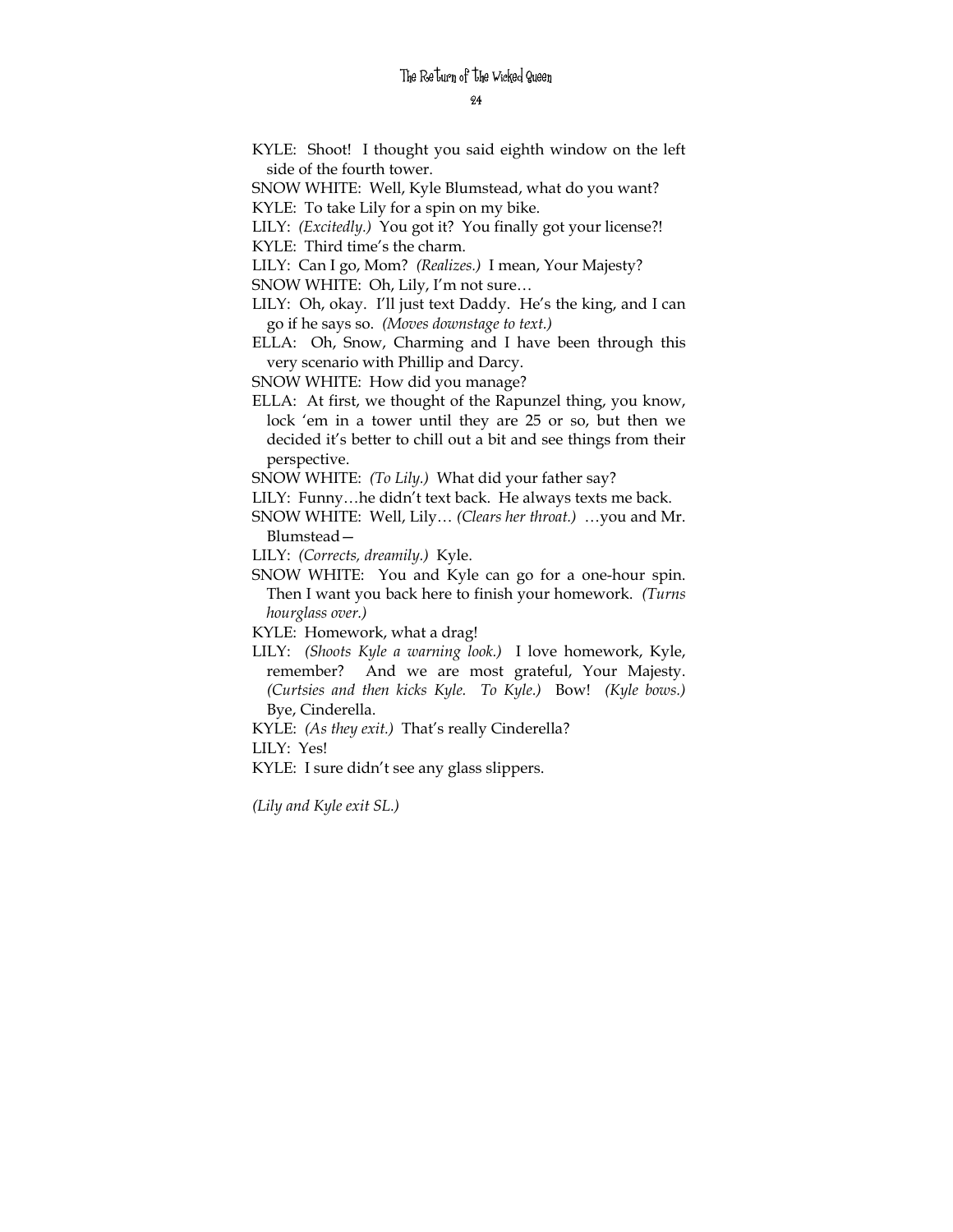KYLE: Shoot! I thought you said eighth window on the left side of the fourth tower.

SNOW WHITE: Well, Kyle Blumstead, what do you want?

KYLE: To take Lily for a spin on my bike.

LILY: *(Excitedly.)* You got it? You finally got your license?!

KYLE: Third time's the charm.

LILY: Can I go, Mom? *(Realizes.)* I mean, Your Majesty?

SNOW WHITE: Oh, Lily, I'm not sure…

LILY: Oh, okay. I'll just text Daddy. He's the king, and I can go if he says so. *(Moves downstage to text.)*

ELLA: Oh, Snow, Charming and I have been through this very scenario with Phillip and Darcy.

SNOW WHITE: How did you manage?

ELLA: At first, we thought of the Rapunzel thing, you know, lock 'em in a tower until they are 25 or so, but then we decided it's better to chill out a bit and see things from their perspective.

SNOW WHITE: *(To Lily.)* What did your father say?

LILY: Funny…he didn't text back. He always texts me back.

SNOW WHITE: Well, Lily… *(Clears her throat.)* …you and Mr. Blumstead—

LILY: *(Corrects, dreamily.)* Kyle.

SNOW WHITE: You and Kyle can go for a one-hour spin. Then I want you back here to finish your homework. *(Turns hourglass over.)*

KYLE: Homework, what a drag!

LILY: *(Shoots Kyle a warning look.)* I love homework, Kyle, remember? And we are most grateful, Your Majesty. *(Curtsies and then kicks Kyle. To Kyle.)* Bow! *(Kyle bows.)* Bye, Cinderella.

KYLE: *(As they exit.)* That's really Cinderella?

LILY: Yes!

KYLE: I sure didn't see any glass slippers.

*(Lily and Kyle exit SL.)*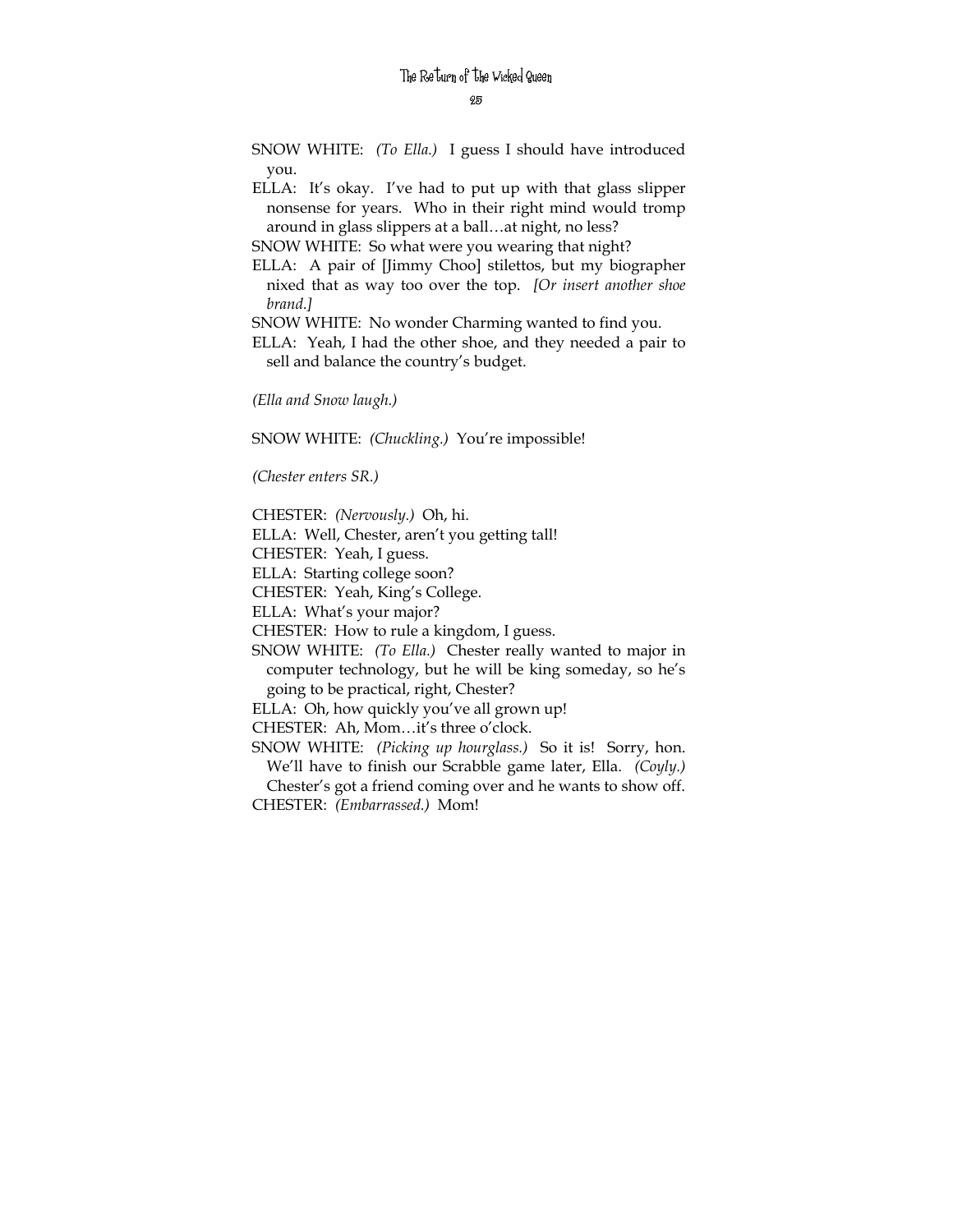SNOW WHITE: *(To Ella.)* I guess I should have introduced you.

ELLA: It's okay. I've had to put up with that glass slipper nonsense for years. Who in their right mind would tromp around in glass slippers at a ball…at night, no less?

SNOW WHITE: So what were you wearing that night?

ELLA: A pair of [Jimmy Choo] stilettos, but my biographer nixed that as way too over the top. *[Or insert another shoe brand.]*

SNOW WHITE: No wonder Charming wanted to find you.

ELLA: Yeah, I had the other shoe, and they needed a pair to sell and balance the country's budget.

*(Ella and Snow laugh.)*

SNOW WHITE: *(Chuckling.)* You're impossible!

*(Chester enters SR.)*

CHESTER: *(Nervously.)* Oh, hi.

ELLA: Well, Chester, aren't you getting tall!

CHESTER: Yeah, I guess.

ELLA: Starting college soon?

CHESTER: Yeah, King's College.

ELLA: What's your major?

CHESTER: How to rule a kingdom, I guess.

SNOW WHITE: *(To Ella.)* Chester really wanted to major in computer technology, but he will be king someday, so he's going to be practical, right, Chester?

ELLA: Oh, how quickly you've all grown up!

CHESTER: Ah, Mom…it's three o'clock.

SNOW WHITE: *(Picking up hourglass.)* So it is! Sorry, hon. We'll have to finish our Scrabble game later, Ella. *(Coyly.)* Chester's got a friend coming over and he wants to show off.

CHESTER: *(Embarrassed.)* Mom!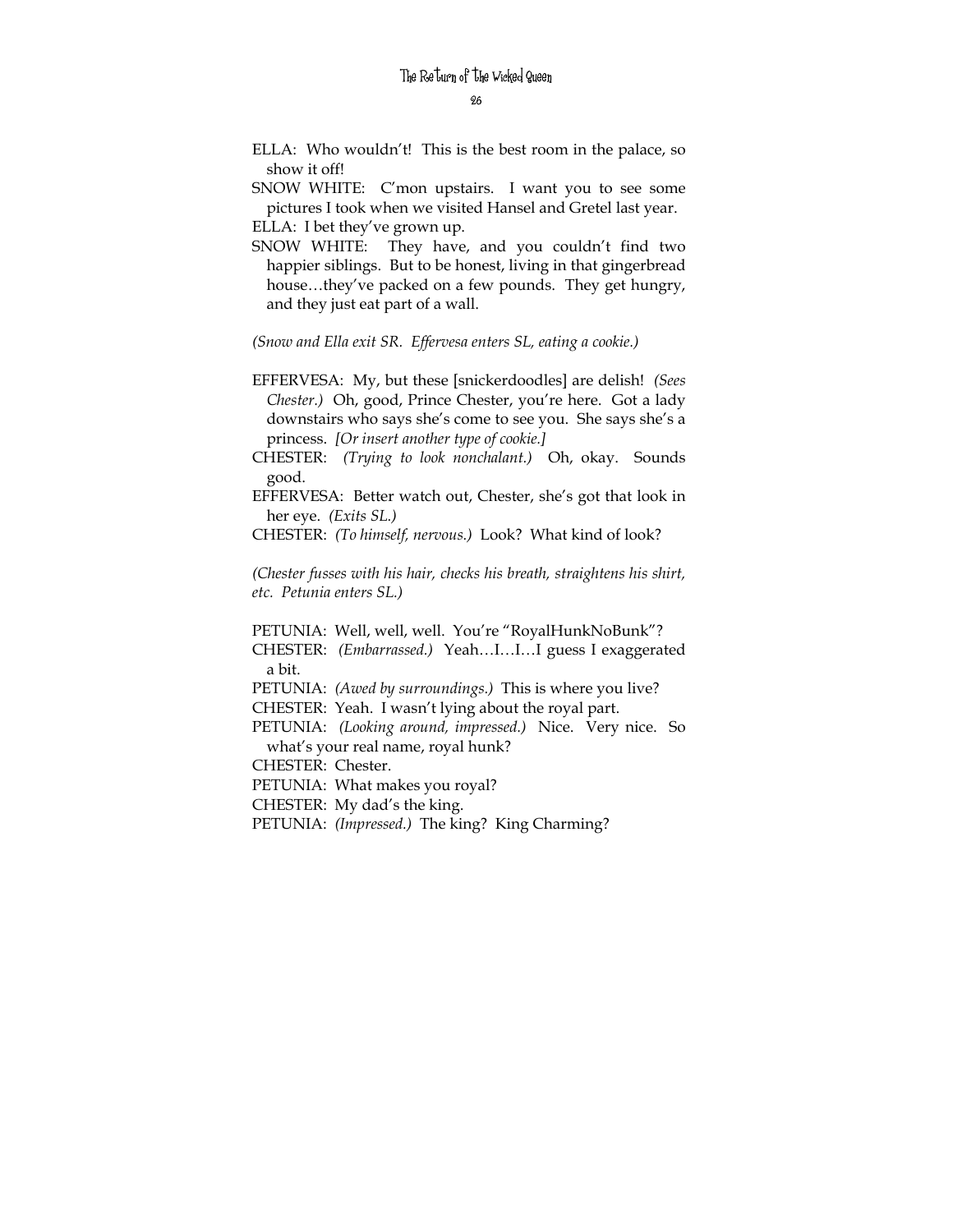ELLA: Who wouldn't! This is the best room in the palace, so show it off!

SNOW WHITE: C'mon upstairs. I want you to see some pictures I took when we visited Hansel and Gretel last year.

ELLA: I bet they've grown up.

SNOW WHITE: They have, and you couldn't find two happier siblings. But to be honest, living in that gingerbread house…they've packed on a few pounds. They get hungry, and they just eat part of a wall.

*(Snow and Ella exit SR. Effervesa enters SL, eating a cookie.)*

EFFERVESA: My, but these [snickerdoodles] are delish! *(Sees Chester.)* Oh, good, Prince Chester, you're here. Got a lady downstairs who says she's come to see you. She says she's a princess. *[Or insert another type of cookie.]*

CHESTER: *(Trying to look nonchalant.)* Oh, okay. Sounds good.

EFFERVESA: Better watch out, Chester, she's got that look in her eye. *(Exits SL.)*

CHESTER: *(To himself, nervous.)* Look? What kind of look?

*(Chester fusses with his hair, checks his breath, straightens his shirt, etc. Petunia enters SL.)*

PETUNIA: Well, well, well. You're "RoyalHunkNoBunk"?

CHESTER: *(Embarrassed.)* Yeah…I…I…I guess I exaggerated a bit.

PETUNIA: *(Awed by surroundings.)* This is where you live?

CHESTER: Yeah. I wasn't lying about the royal part.

PETUNIA: *(Looking around, impressed.)* Nice. Very nice. So what's your real name, royal hunk?

CHESTER: Chester.

PETUNIA: What makes you royal?

CHESTER: My dad's the king.

PETUNIA: *(Impressed.)* The king? King Charming?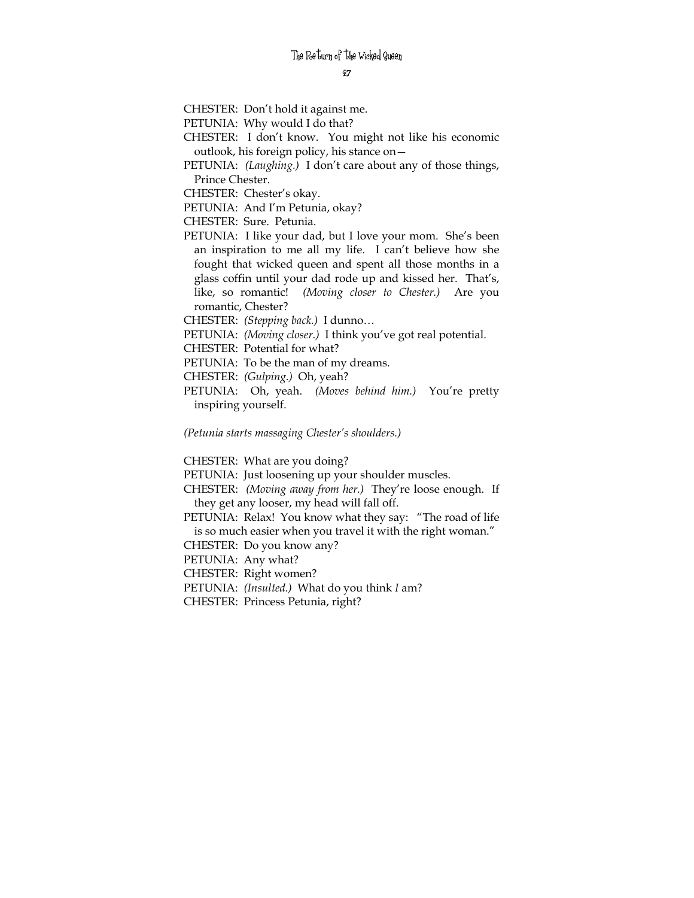CHESTER: Don't hold it against me.

PETUNIA: Why would I do that?

CHESTER: I don't know. You might not like his economic outlook, his foreign policy, his stance on—

PETUNIA: *(Laughing.)* I don't care about any of those things, Prince Chester.

CHESTER: Chester's okay.

PETUNIA: And I'm Petunia, okay?

CHESTER: Sure. Petunia.

PETUNIA: I like your dad, but I love your mom. She's been an inspiration to me all my life. I can't believe how she fought that wicked queen and spent all those months in a glass coffin until your dad rode up and kissed her. That's, like, so romantic! *(Moving closer to Chester.)* Are you romantic, Chester?

CHESTER: *(Stepping back.)* I dunno…

PETUNIA: *(Moving closer.)* I think you've got real potential.

CHESTER: Potential for what?

PETUNIA: To be the man of my dreams.

CHESTER: *(Gulping.)* Oh, yeah?

PETUNIA: Oh, yeah. *(Moves behind him.)* You're pretty inspiring yourself.

*(Petunia starts massaging Chester's shoulders.)*

CHESTER: What are you doing?

PETUNIA: Just loosening up your shoulder muscles.

CHESTER: *(Moving away from her.)* They're loose enough. If they get any looser, my head will fall off.

PETUNIA: Relax! You know what they say: "The road of life is so much easier when you travel it with the right woman."

CHESTER: Do you know any?

PETUNIA: Any what?

CHESTER: Right women?

PETUNIA: *(Insulted.)* What do you think *I* am?

CHESTER: Princess Petunia, right?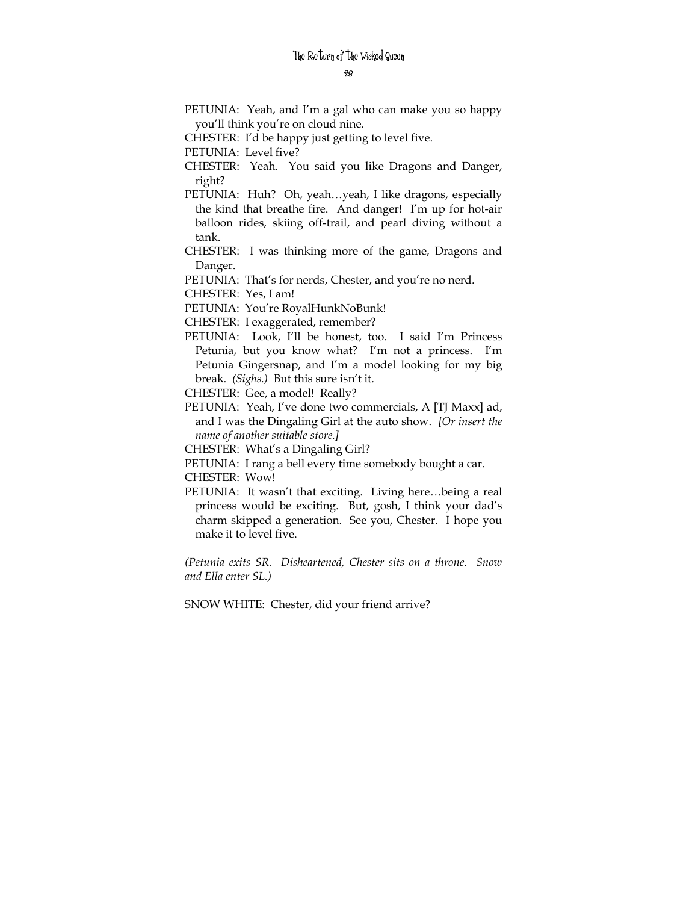PETUNIA: Yeah, and I'm a gal who can make you so happy you'll think you're on cloud nine.

CHESTER: I'd be happy just getting to level five.

PETUNIA: Level five?

CHESTER: Yeah. You said you like Dragons and Danger, right?

PETUNIA: Huh? Oh, yeah…yeah, I like dragons, especially the kind that breathe fire. And danger! I'm up for hot-air balloon rides, skiing off-trail, and pearl diving without a tank.

CHESTER: I was thinking more of the game, Dragons and Danger.

PETUNIA: That's for nerds, Chester, and you're no nerd.

CHESTER: Yes, I am!

PETUNIA: You're RoyalHunkNoBunk!

CHESTER: I exaggerated, remember?

PETUNIA: Look, I'll be honest, too. I said I'm Princess Petunia, but you know what? I'm not a princess. I'm Petunia Gingersnap, and I'm a model looking for my big break. *(Sighs.)* But this sure isn't it.

CHESTER: Gee, a model! Really?

PETUNIA: Yeah, I've done two commercials, A [TJ Maxx] ad, and I was the Dingaling Girl at the auto show. *[Or insert the name of another suitable store.]*

CHESTER: What's a Dingaling Girl?

PETUNIA: I rang a bell every time somebody bought a car.

CHESTER: Wow!

PETUNIA: It wasn't that exciting. Living here…being a real princess would be exciting. But, gosh, I think your dad's charm skipped a generation. See you, Chester. I hope you make it to level five.

*(Petunia exits SR. Disheartened, Chester sits on a throne. Snow and Ella enter SL.)*

SNOW WHITE: Chester, did your friend arrive?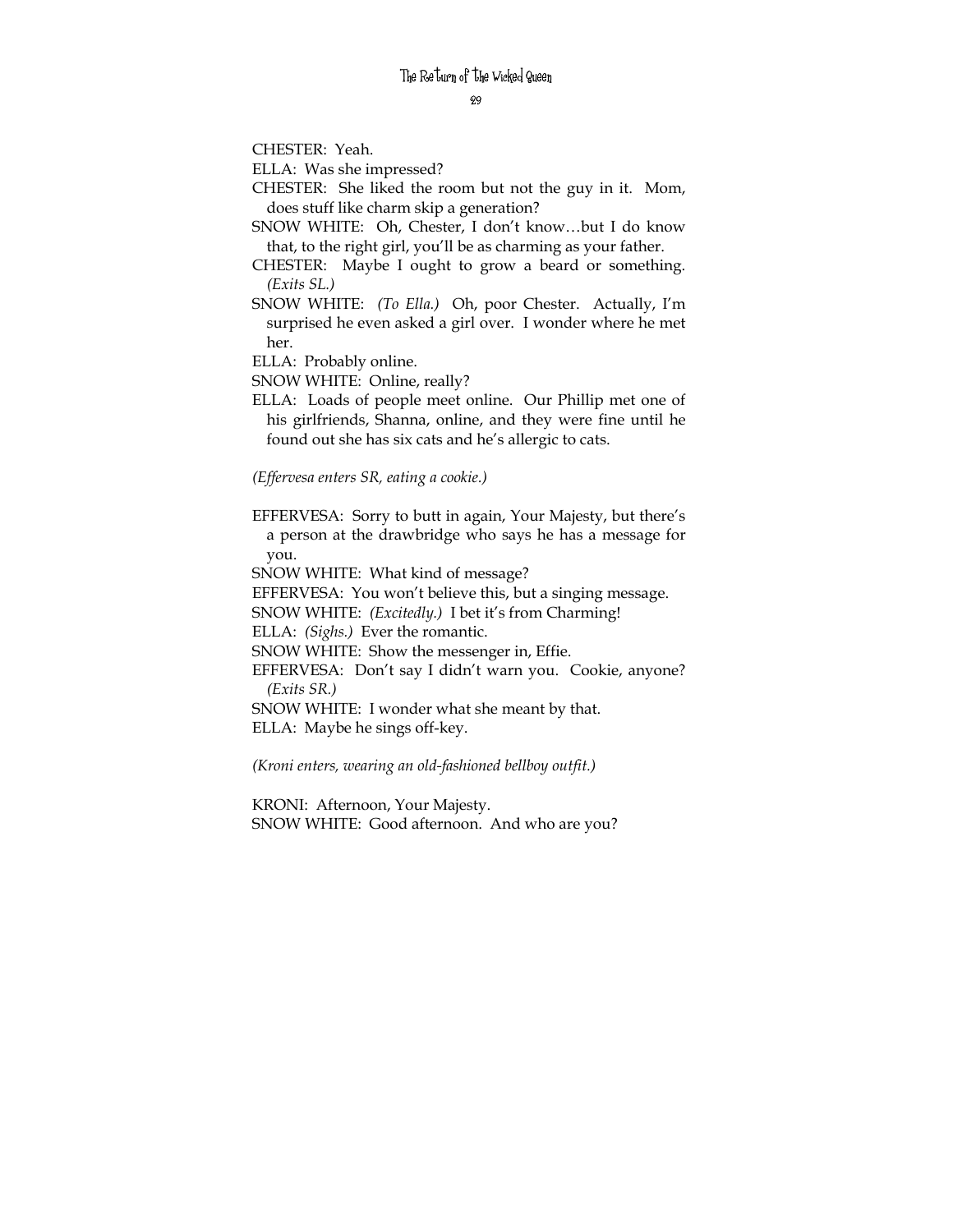CHESTER: Yeah.

ELLA: Was she impressed?

CHESTER: She liked the room but not the guy in it. Mom, does stuff like charm skip a generation?

SNOW WHITE: Oh, Chester, I don't know…but I do know that, to the right girl, you'll be as charming as your father.

CHESTER: Maybe I ought to grow a beard or something. *(Exits SL.)*

SNOW WHITE: *(To Ella.)* Oh, poor Chester. Actually, I'm surprised he even asked a girl over. I wonder where he met her.

ELLA: Probably online.

SNOW WHITE: Online, really?

ELLA: Loads of people meet online. Our Phillip met one of his girlfriends, Shanna, online, and they were fine until he found out she has six cats and he's allergic to cats.

*(Effervesa enters SR, eating a cookie.)*

EFFERVESA: Sorry to butt in again, Your Majesty, but there's a person at the drawbridge who says he has a message for you.

SNOW WHITE: What kind of message?

EFFERVESA: You won't believe this, but a singing message.

SNOW WHITE: *(Excitedly.)* I bet it's from Charming!

ELLA: *(Sighs.)* Ever the romantic.

SNOW WHITE: Show the messenger in, Effie.

EFFERVESA: Don't say I didn't warn you. Cookie, anyone? *(Exits SR.)*

SNOW WHITE: I wonder what she meant by that.

ELLA: Maybe he sings off-key.

*(Kroni enters, wearing an old-fashioned bellboy outfit.)*

KRONI: Afternoon, Your Majesty.

SNOW WHITE: Good afternoon. And who are you?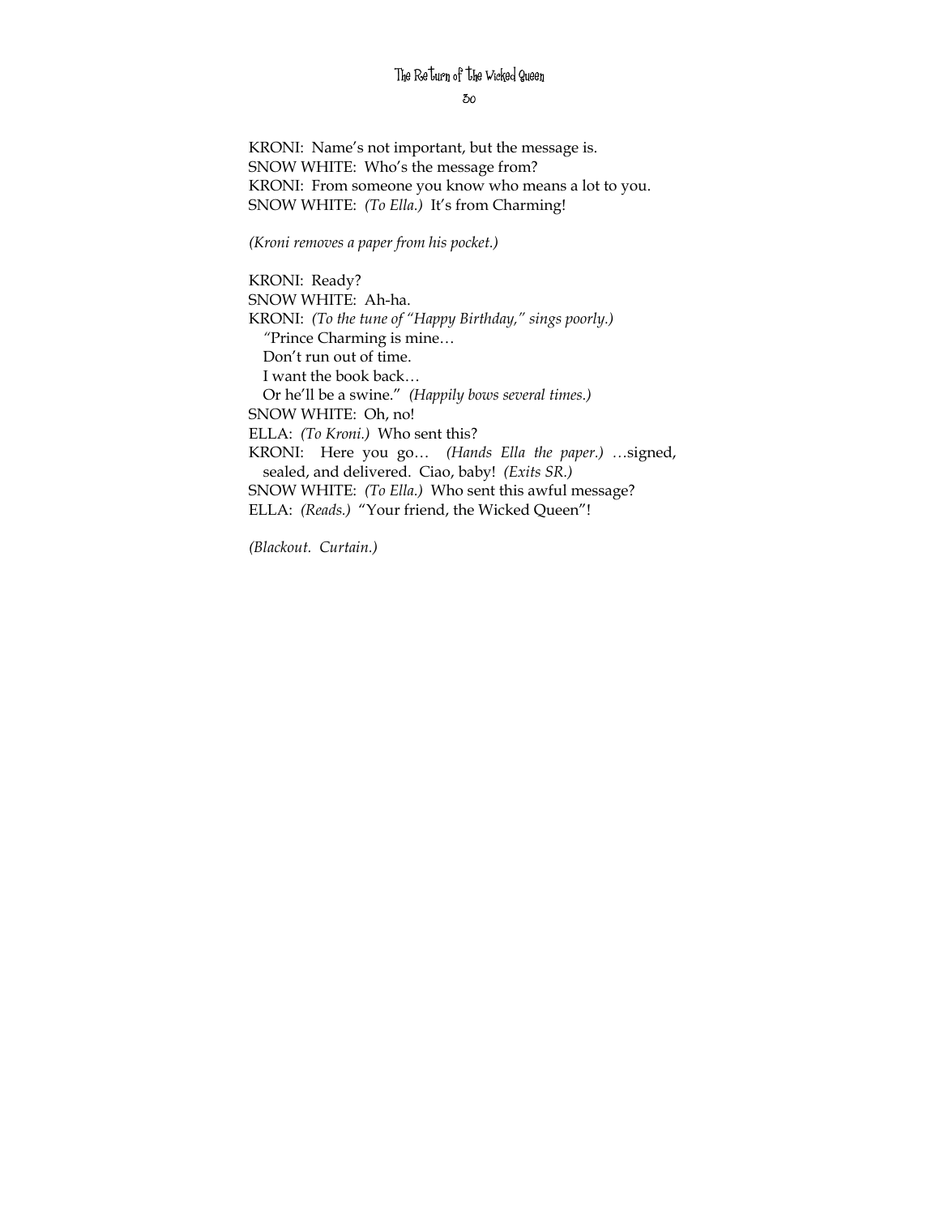KRONI: Name's not important, but the message is.
SNOW WHITE: Who's the message from?
KRONI: From someone you know who means a lot to you.
SNOW WHITE: *(To Ella.)* It's from Charming!

*(Kroni removes a paper from his pocket.)*

KRONI: Ready?
SNOW WHITE: Ah-ha.
KRONI: *(To the tune of "Happy Birthday," sings poorly.)*
"Prince Charming is mine…
Don't run out of time.
I want the book back…
Or he'll be a swine." *(Happily bows several times.)*
SNOW WHITE: Oh, no!
ELLA: *(To Kroni.)* Who sent this?
KRONI: Here you go… *(Hands Ella the paper.)* …signed, sealed, and delivered. Ciao, baby! *(Exits SR.)*
SNOW WHITE: *(To Ella.)* Who sent this awful message?
ELLA: *(Reads.)* "Your friend, the Wicked Queen"!

*(Blackout. Curtain.)*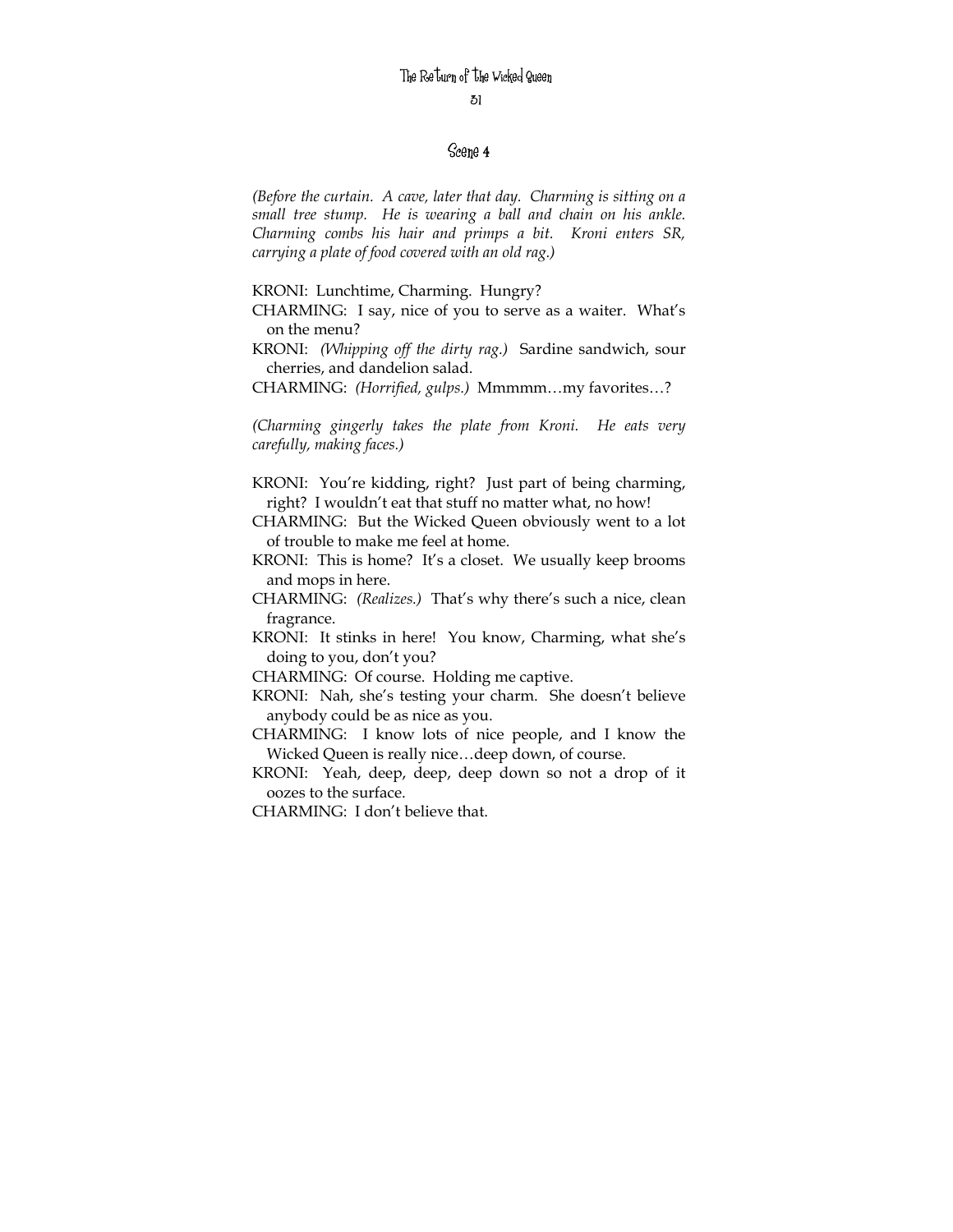## Scene 4

*(Before the curtain. A cave, later that day. Charming is sitting on a small tree stump. He is wearing a ball and chain on his ankle. Charming combs his hair and primps a bit. Kroni enters SR, carrying a plate of food covered with an old rag.)*

KRONI: Lunchtime, Charming. Hungry?

CHARMING: I say, nice of you to serve as a waiter. What's on the menu?

KRONI: *(Whipping off the dirty rag.)* Sardine sandwich, sour cherries, and dandelion salad.

CHARMING: *(Horrified, gulps.)* Mmmmm…my favorites…?

*(Charming gingerly takes the plate from Kroni. He eats very carefully, making faces.)*

KRONI: You're kidding, right? Just part of being charming, right? I wouldn't eat that stuff no matter what, no how!

CHARMING: But the Wicked Queen obviously went to a lot of trouble to make me feel at home.

KRONI: This is home? It's a closet. We usually keep brooms and mops in here.

CHARMING: *(Realizes.)* That's why there's such a nice, clean fragrance.

KRONI: It stinks in here! You know, Charming, what she's doing to you, don't you?

CHARMING: Of course. Holding me captive.

KRONI: Nah, she's testing your charm. She doesn't believe anybody could be as nice as you.

CHARMING: I know lots of nice people, and I know the Wicked Queen is really nice…deep down, of course.

KRONI: Yeah, deep, deep, deep down so not a drop of it oozes to the surface.

CHARMING: I don't believe that.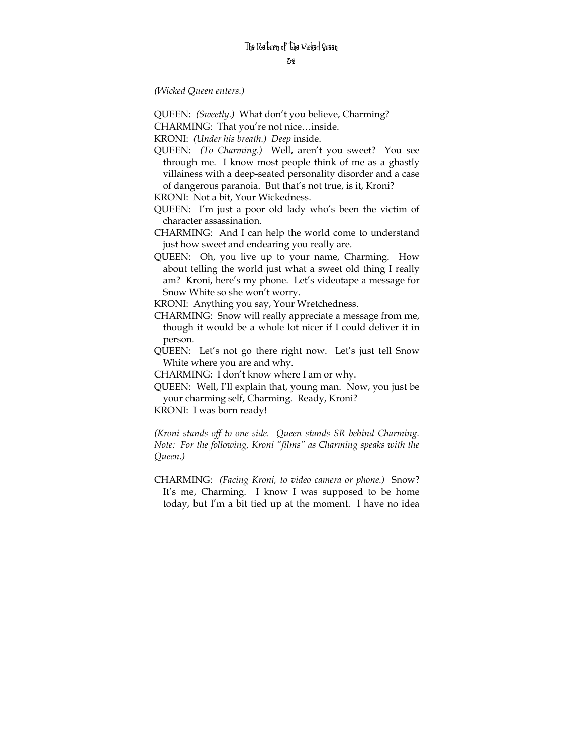*(Wicked Queen enters.)*

QUEEN: *(Sweetly.)* What don't you believe, Charming?

CHARMING: That you're not nice…inside.

KRONI: *(Under his breath.)* *Deep* inside.

QUEEN: *(To Charming.)* Well, aren't you sweet? You see through me. I know most people think of me as a ghastly villainess with a deep-seated personality disorder and a case of dangerous paranoia. But that's not true, is it, Kroni?

KRONI: Not a bit, Your Wickedness.

QUEEN: I'm just a poor old lady who's been the victim of character assassination.

CHARMING: And I can help the world come to understand just how sweet and endearing you really are.

QUEEN: Oh, you live up to your name, Charming. How about telling the world just what a sweet old thing I really am? Kroni, here's my phone. Let's videotape a message for Snow White so she won't worry.

KRONI: Anything you say, Your Wretchedness.

CHARMING: Snow will really appreciate a message from me, though it would be a whole lot nicer if I could deliver it in person.

QUEEN: Let's not go there right now. Let's just tell Snow White where you are and why.

CHARMING: I don't know where I am or why.

QUEEN: Well, I'll explain that, young man. Now, you just be your charming self, Charming. Ready, Kroni?

KRONI: I was born ready!

*(Kroni stands off to one side. Queen stands SR behind Charming. Note: For the following, Kroni "films" as Charming speaks with the Queen.)*

CHARMING: *(Facing Kroni, to video camera or phone.)* Snow? It's me, Charming. I know I was supposed to be home today, but I'm a bit tied up at the moment. I have no idea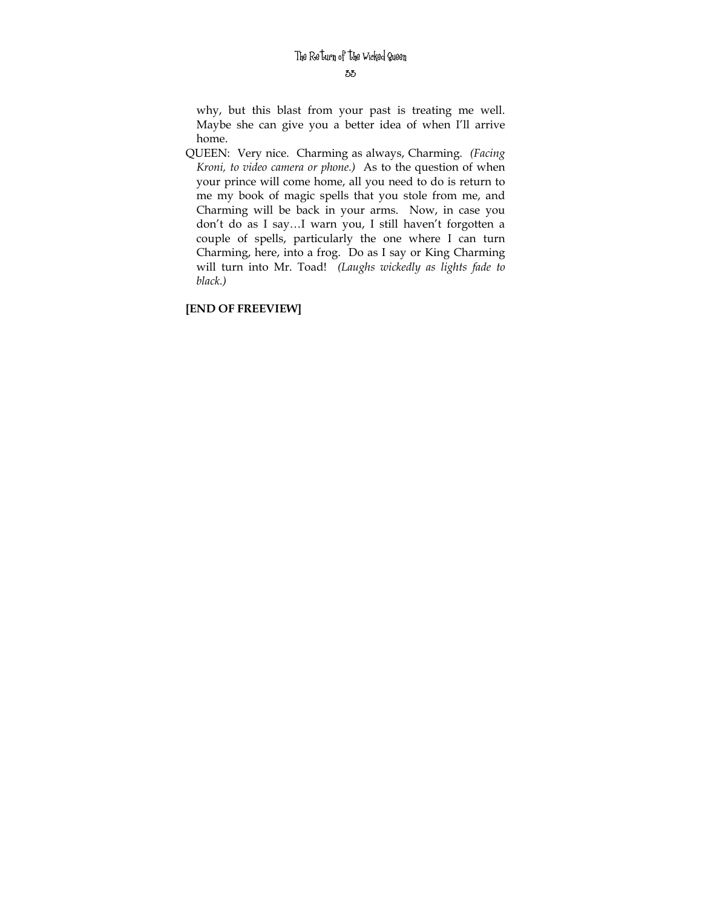why, but this blast from your past is treating me well. Maybe she can give you a better idea of when I'll arrive home.

QUEEN: Very nice. Charming as always, Charming. *(Facing Kroni, to video camera or phone.)* As to the question of when your prince will come home, all you need to do is return to me my book of magic spells that you stole from me, and Charming will be back in your arms. Now, in case you don't do as I say…I warn you, I still haven't forgotten a couple of spells, particularly the one where I can turn Charming, here, into a frog. Do as I say or King Charming will turn into Mr. Toad! *(Laughs wickedly as lights fade to black.)*

**[END OF FREEVIEW]**